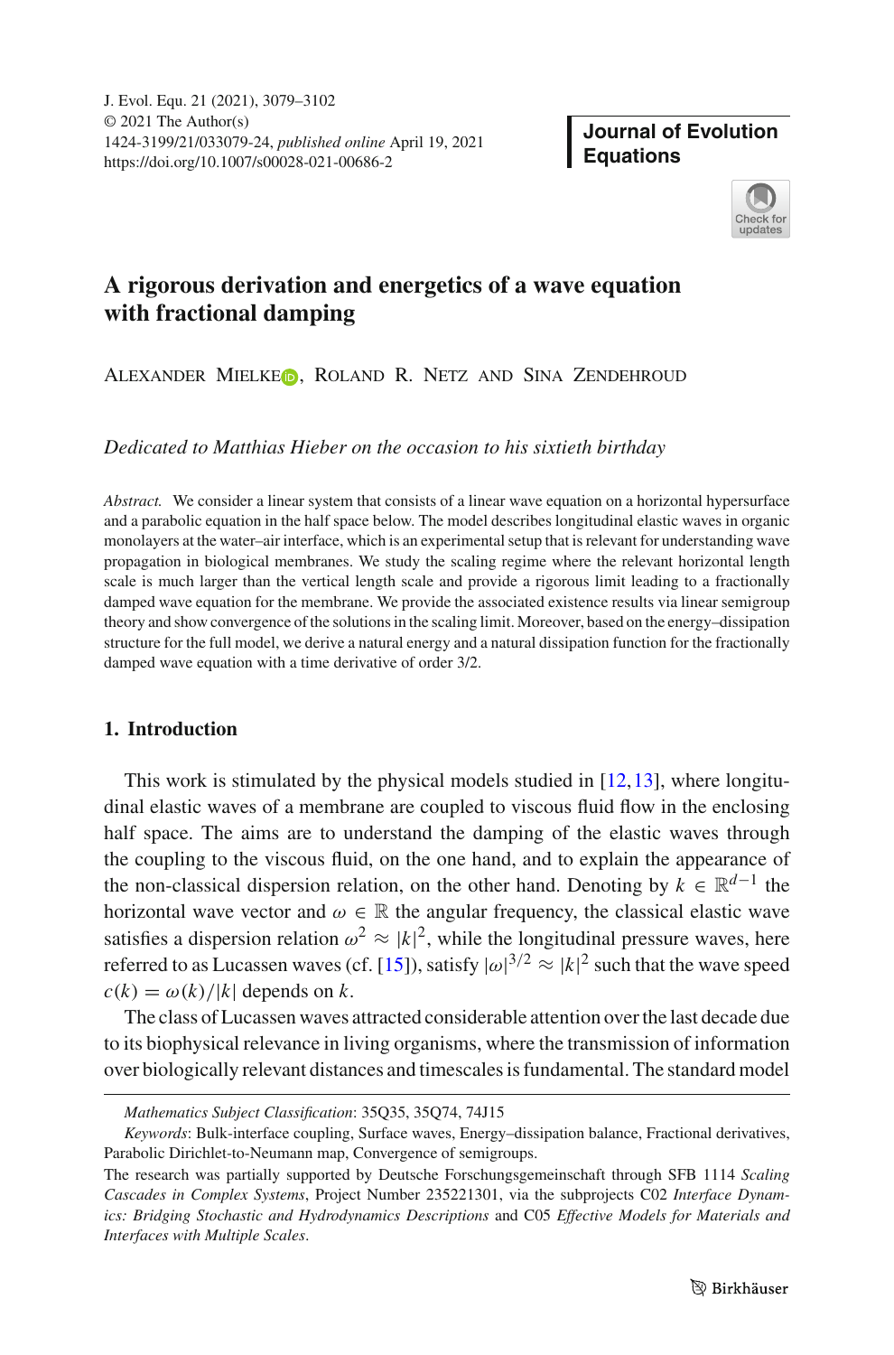# A rigorous derivation and energetics of a wave equation with fractional damping

Alexander Mielke, Roland R. Netz and Sina Zendehroud

*Dedicated to Matthias Hieber on the occasion to his sixtieth birthday*

*Abstract.* We consider a linear system that consists of a linear wave equation on a horizontal hypersurface and a parabolic equation in the half space below. The model describes longitudinal elastic waves in organic monolayers at the water–air interface, which is an experimental setup that is relevant for understanding wave propagation in biological membranes. We study the scaling regime where the relevant horizontal length scale is much larger than the vertical length scale and provide a rigorous limit leading to a fractionally damped wave equation for the membrane. We provide the associated existence results via linear semigroup theory and show convergence of the solutions in the scaling limit. Moreover, based on the energy–dissipation structure for the full model, we derive a natural energy and a natural dissipation function for the fractionally damped wave equation with a time derivative of order 3/2.

## 1. Introduction

This work is stimulated by the physical models studied in [12,13], where longitudinal elastic waves of a membrane are coupled to viscous fluid flow in the enclosing half space. The aims are to understand the damping of the elastic waves through the coupling to the viscous fluid, on the one hand, and to explain the appearance of the non-classical dispersion relation, on the other hand. Denoting by $k \in \mathbb{R}^{d-1}$ the horizontal wave vector and $\omega \in \mathbb{R}$ the angular frequency, the classical elastic wave satisfies a dispersion relation $\omega^2 \approx |k|^2$, while the longitudinal pressure waves, here referred to as Lucassen waves (cf. [15]), satisfy $|\omega|^{3/2} \approx |k|^2$ such that the wave speed $c(k) = \omega(k)/|k|$ depends on $k$.

The class of Lucassen waves attracted considerable attention over the last decade due to its biophysical relevance in living organisms, where the transmission of information over biologically relevant distances and timescales is fundamental. The standard model

---

*Mathematics Subject Classification*: 35Q35, 35Q74, 74J15

*Keywords*: Bulk-interface coupling, Surface waves, Energy–dissipation balance, Fractional derivatives, Parabolic Dirichlet-to-Neumann map, Convergence of semigroups.

The research was partially supported by Deutsche Forschungsgemeinschaft through SFB 1114 *Scaling Cascades in Complex Systems*, Project Number 235221301, via the subprojects C02 *Interface Dynamics: Bridging Stochastic and Hydrodynamics Descriptions* and C05 *Effective Models for Materials and Interfaces with Multiple Scales*.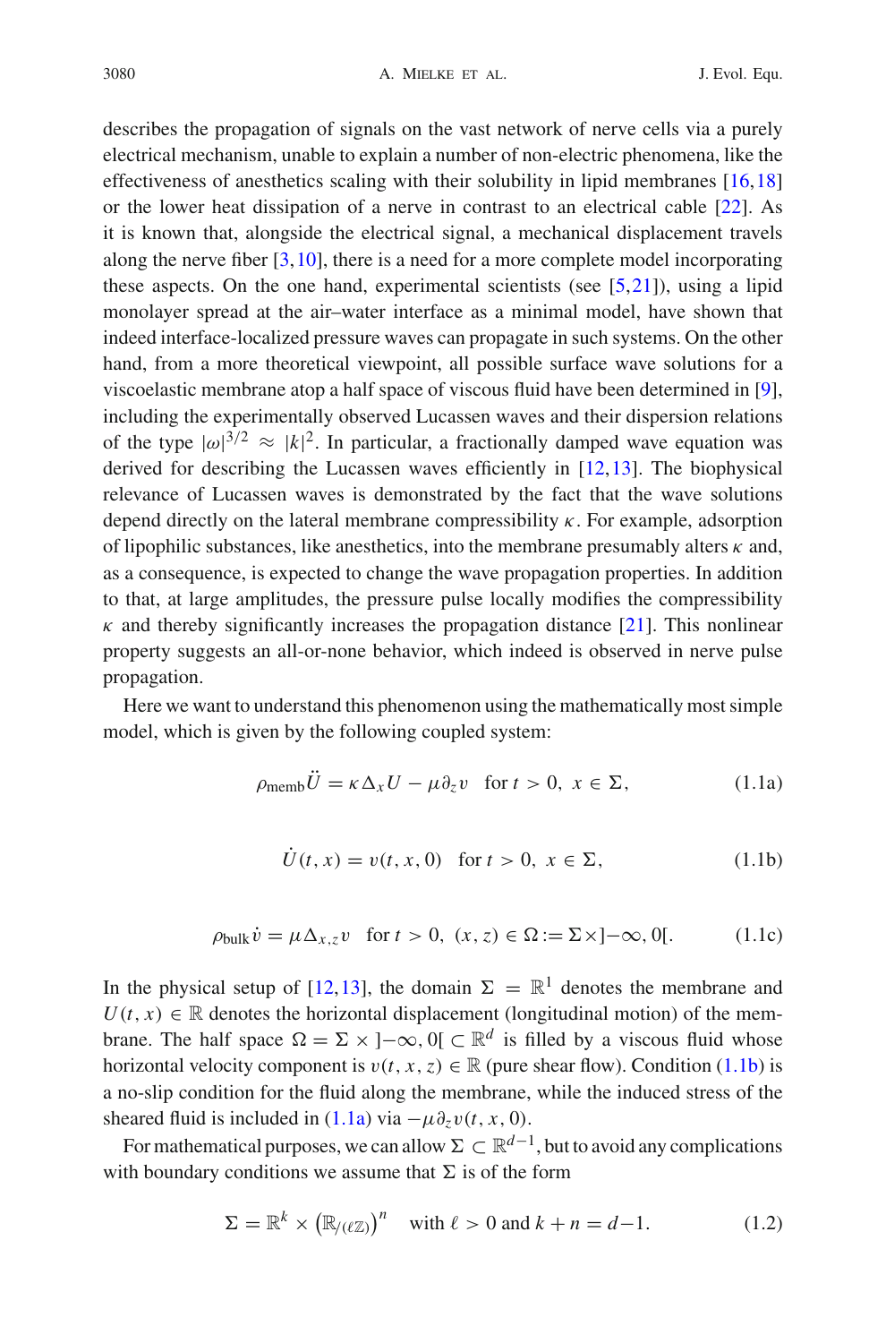describes the propagation of signals on the vast network of nerve cells via a purely electrical mechanism, unable to explain a number of non-electric phenomena, like the effectiveness of anesthetics scaling with their solubility in lipid membranes [16,18] or the lower heat dissipation of a nerve in contrast to an electrical cable [22]. As it is known that, alongside the electrical signal, a mechanical displacement travels along the nerve fiber [3,10], there is a need for a more complete model incorporating these aspects. On the one hand, experimental scientists (see [5,21]), using a lipid monolayer spread at the air–water interface as a minimal model, have shown that indeed interface-localized pressure waves can propagate in such systems. On the other hand, from a more theoretical viewpoint, all possible surface wave solutions for a viscoelastic membrane atop a half space of viscous fluid have been determined in [9], including the experimentally observed Lucassen waves and their dispersion relations of the type $|\omega|^{3/2} \approx |k|^2$. In particular, a fractionally damped wave equation was derived for describing the Lucassen waves efficiently in [12,13]. The biophysical relevance of Lucassen waves is demonstrated by the fact that the wave solutions depend directly on the lateral membrane compressibility $\kappa$. For example, adsorption of lipophilic substances, like anesthetics, into the membrane presumably alters $\kappa$ and, as a consequence, is expected to change the wave propagation properties. In addition to that, at large amplitudes, the pressure pulse locally modifies the compressibility $\kappa$ and thereby significantly increases the propagation distance [21]. This nonlinear property suggests an all-or-none behavior, which indeed is observed in nerve pulse propagation.

Here we want to understand this phenomenon using the mathematically most simple model, which is given by the following coupled system:

$$\rho_{\text{memb}} \ddot{U} = \kappa \Delta_x U - \mu \partial_z v \quad \text{for } t > 0,\ x \in \Sigma, \tag{1.1a}$$

$$\dot{U}(t,x) = v(t,x,0) \quad \text{for } t > 0,\ x \in \Sigma, \tag{1.1b}$$

$$\rho_{\text{bulk}} \dot{v} = \mu \Delta_{x,z} v \quad \text{for } t > 0,\ (x,z) \in \Omega := \Sigma \times ]-\infty, 0[. \tag{1.1c}$$

In the physical setup of [12,13], the domain $\Sigma = \mathbb{R}^1$ denotes the membrane and $U(t,x) \in \mathbb{R}$ denotes the horizontal displacement (longitudinal motion) of the membrane. The half space $\Omega = \Sigma \times ]-\infty, 0[ \subset \mathbb{R}^d$ is filled by a viscous fluid whose horizontal velocity component is $v(t,x,z) \in \mathbb{R}$ (pure shear flow). Condition (1.1b) is a no-slip condition for the fluid along the membrane, while the induced stress of the sheared fluid is included in (1.1a) via $-\mu \partial_z v(t,x,0)$.

For mathematical purposes, we can allow $\Sigma \subset \mathbb{R}^{d-1}$, but to avoid any complications with boundary conditions we assume that $\Sigma$ is of the form

$$\Sigma = \mathbb{R}^k \times \left(\mathbb{R}_{/(\ell\mathbb{Z})}\right)^n \quad \text{with } \ell > 0 \text{ and } k + n = d - 1. \tag{1.2}$$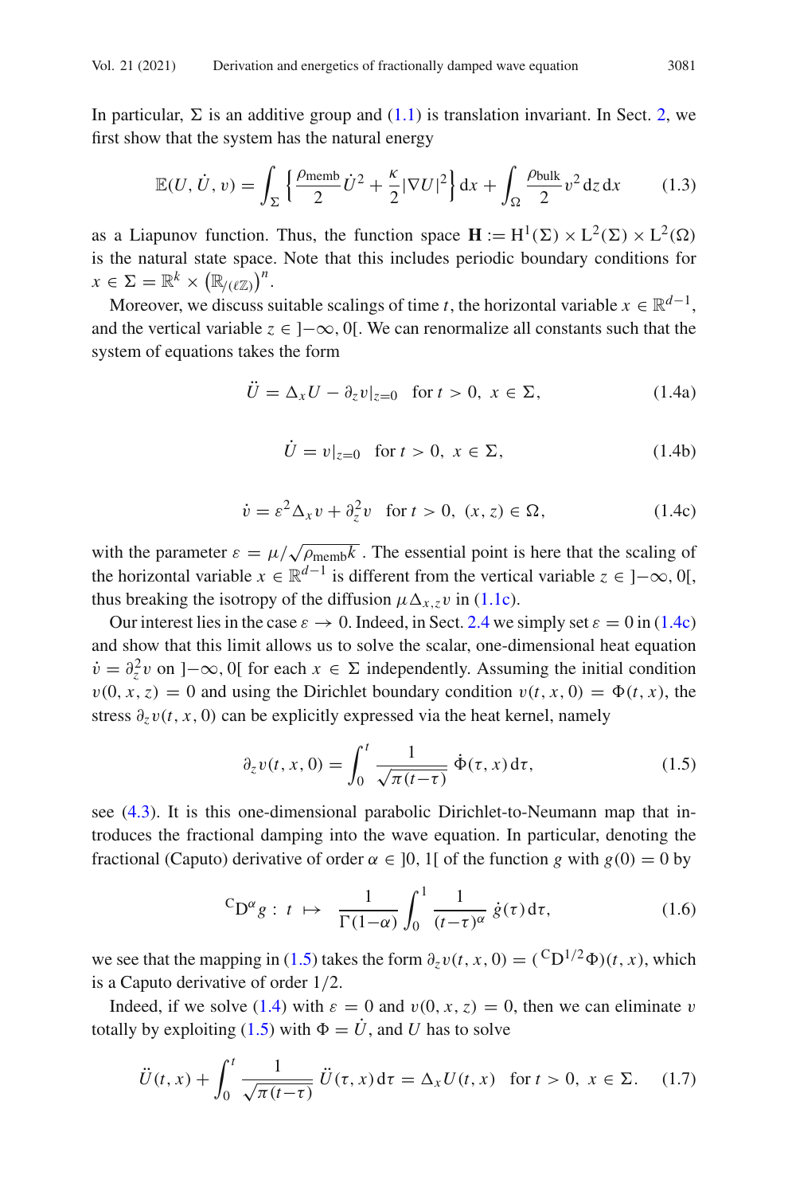In particular, $\Sigma$ is an additive group and (1.1) is translation invariant. In Sect. 2, we first show that the system has the natural energy

$$\mathbb{E}(U, \dot{U}, v) = \int_\Sigma \left\{ \frac{\rho_{\text{memb}}}{2} \dot{U}^2 + \frac{\kappa}{2} |\nabla U|^2 \right\} \mathrm{d}x + \int_\Omega \frac{\rho_{\text{bulk}}}{2} v^2 \, \mathrm{d}z \, \mathrm{d}x \tag{1.3}$$

as a Liapunov function. Thus, the function space $\mathbf{H} := \mathrm{H}^1(\Sigma) \times \mathrm{L}^2(\Sigma) \times \mathrm{L}^2(\Omega)$ is the natural state space. Note that this includes periodic boundary conditions for $x \in \Sigma = \mathbb{R}^k \times \left(\mathbb{R}_{/(\ell\mathbb{Z})}\right)^n$.

Moreover, we discuss suitable scalings of time $t$, the horizontal variable $x \in \mathbb{R}^{d-1}$, and the vertical variable $z \in \, ]-\infty, 0[$. We can renormalize all constants such that the system of equations takes the form

$$\ddot{U} = \Delta_x U - \partial_z v|_{z=0} \quad \text{for } t > 0, \; x \in \Sigma, \tag{1.4a}$$

$$\dot{U} = v|_{z=0} \quad \text{for } t > 0, \; x \in \Sigma, \tag{1.4b}$$

$$\dot{v} = \varepsilon^2 \Delta_x v + \partial_z^2 v \quad \text{for } t > 0, \; (x, z) \in \Omega, \tag{1.4c}$$

with the parameter $\varepsilon = \mu / \sqrt{\rho_{\text{memb}} k}$. The essential point is here that the scaling of the horizontal variable $x \in \mathbb{R}^{d-1}$ is different from the vertical variable $z \in \, ]-\infty, 0[$, thus breaking the isotropy of the diffusion $\mu \Delta_{x,z} v$ in (1.1c).

Our interest lies in the case $\varepsilon \to 0$. Indeed, in Sect. 2.4 we simply set $\varepsilon = 0$ in (1.4c) and show that this limit allows us to solve the scalar, one-dimensional heat equation $\dot{v} = \partial_z^2 v$ on $]-\infty, 0[$ for each $x \in \Sigma$ independently. Assuming the initial condition $v(0, x, z) = 0$ and using the Dirichlet boundary condition $v(t, x, 0) = \Phi(t, x)$, the stress $\partial_z v(t, x, 0)$ can be explicitly expressed via the heat kernel, namely

$$\partial_z v(t, x, 0) = \int_0^t \frac{1}{\sqrt{\pi(t-\tau)}} \, \dot{\Phi}(\tau, x) \, \mathrm{d}\tau, \tag{1.5}$$

see (4.3). It is this one-dimensional parabolic Dirichlet-to-Neumann map that introduces the fractional damping into the wave equation. In particular, denoting the fractional (Caputo) derivative of order $\alpha \in \, ]0, 1[$ of the function $g$ with $g(0) = 0$ by

$${}^{\mathrm{C}}\mathrm{D}^\alpha g : \; t \; \mapsto \; \frac{1}{\Gamma(1-\alpha)} \int_0^1 \frac{1}{(t-\tau)^\alpha} \, \dot{g}(\tau) \, \mathrm{d}\tau, \tag{1.6}$$

we see that the mapping in (1.5) takes the form $\partial_z v(t, x, 0) = ({}^{\mathrm{C}}\mathrm{D}^{1/2} \Phi)(t, x)$, which is a Caputo derivative of order $1/2$.

Indeed, if we solve (1.4) with $\varepsilon = 0$ and $v(0, x, z) = 0$, then we can eliminate $v$ totally by exploiting (1.5) with $\Phi = \dot{U}$, and $U$ has to solve

$$\ddot{U}(t, x) + \int_0^t \frac{1}{\sqrt{\pi(t-\tau)}} \, \ddot{U}(\tau, x) \, \mathrm{d}\tau = \Delta_x U(t, x) \quad \text{for } t > 0, \; x \in \Sigma. \tag{1.7}$$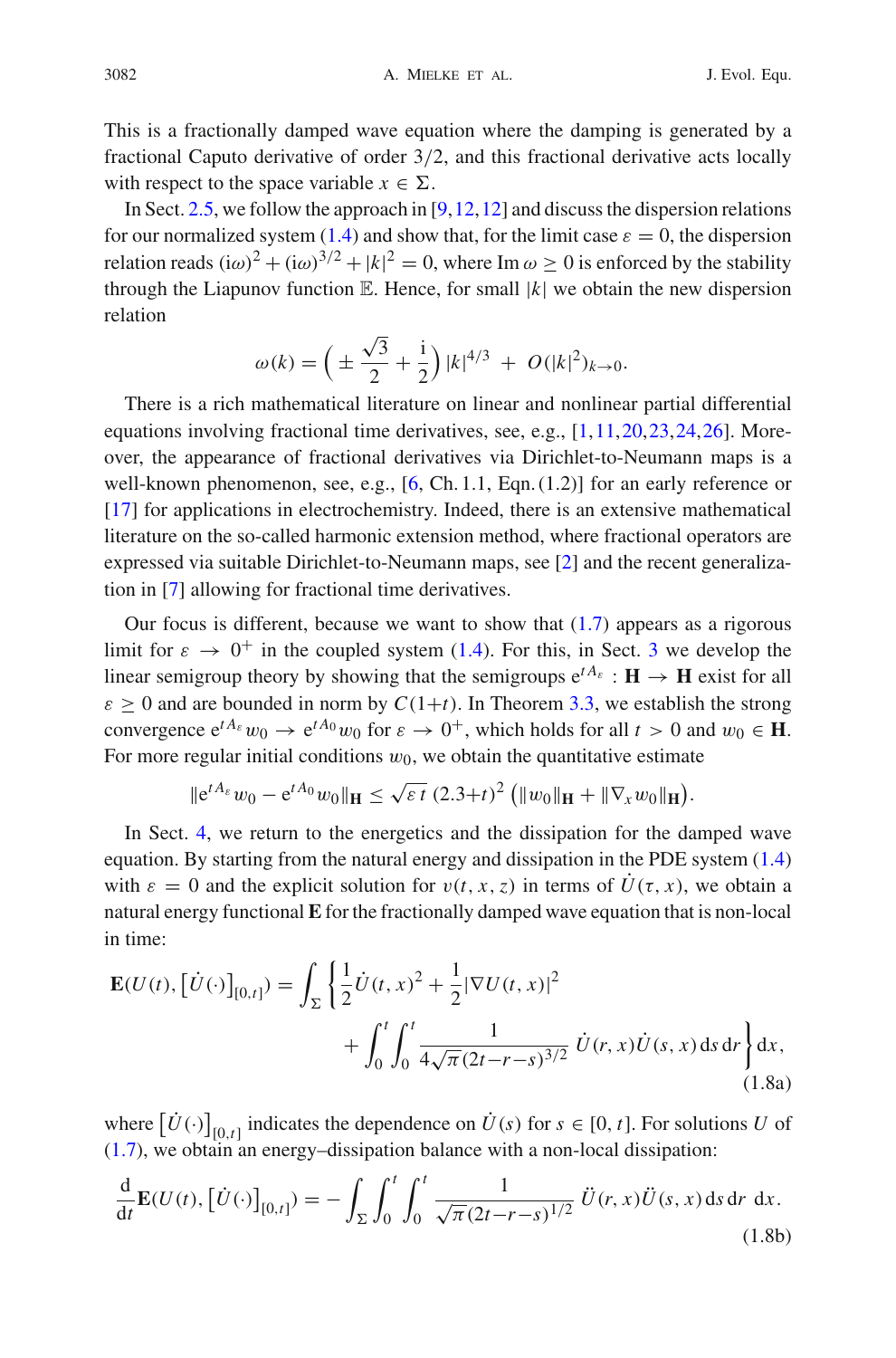This is a fractionally damped wave equation where the damping is generated by a fractional Caputo derivative of order 3/2, and this fractional derivative acts locally with respect to the space variable $x \in \Sigma$.

In Sect. 2.5, we follow the approach in [9,12,12] and discuss the dispersion relations for our normalized system (1.4) and show that, for the limit case $\varepsilon = 0$, the dispersion relation reads $(\mathrm{i}\omega)^2 + (\mathrm{i}\omega)^{3/2} + |k|^2 = 0$, where $\operatorname{Im}\omega \geq 0$ is enforced by the stability through the Liapunov function $\mathbb{E}$. Hence, for small $|k|$ we obtain the new dispersion relation

$$\omega(k) = \Big( \pm \frac{\sqrt{3}}{2} + \frac{\mathrm{i}}{2} \Big) |k|^{4/3} \; + \; O(|k|^2)_{k\to 0}.$$

There is a rich mathematical literature on linear and nonlinear partial differential equations involving fractional time derivatives, see, e.g., [1,11,20,23,24,26]. Moreover, the appearance of fractional derivatives via Dirichlet-to-Neumann maps is a well-known phenomenon, see, e.g., [6, Ch. 1.1, Eqn. (1.2)] for an early reference or [17] for applications in electrochemistry. Indeed, there is an extensive mathematical literature on the so-called harmonic extension method, where fractional operators are expressed via suitable Dirichlet-to-Neumann maps, see [2] and the recent generalization in [7] allowing for fractional time derivatives.

Our focus is different, because we want to show that (1.7) appears as a rigorous limit for $\varepsilon \to 0^+$ in the coupled system (1.4). For this, in Sect. 3 we develop the linear semigroup theory by showing that the semigroups $\mathrm{e}^{tA_\varepsilon} : \mathbf{H} \to \mathbf{H}$ exist for all $\varepsilon \geq 0$ and are bounded in norm by $C(1+t)$. In Theorem 3.3, we establish the strong convergence $\mathrm{e}^{tA_\varepsilon} w_0 \to \mathrm{e}^{tA_0} w_0$ for $\varepsilon \to 0^+$, which holds for all $t > 0$ and $w_0 \in \mathbf{H}$. For more regular initial conditions $w_0$, we obtain the quantitative estimate

$$\|\mathrm{e}^{tA_\varepsilon} w_0 - \mathrm{e}^{tA_0} w_0\|_{\mathbf{H}} \leq \sqrt{\varepsilon\, t}\, (2.3+t)^2 \, \big(\|w_0\|_{\mathbf{H}} + \|\nabla_x w_0\|_{\mathbf{H}}\big).$$

In Sect. 4, we return to the energetics and the dissipation for the damped wave equation. By starting from the natural energy and dissipation in the PDE system (1.4) with $\varepsilon = 0$ and the explicit solution for $v(t,x,z)$ in terms of $\dot U(\tau,x)$, we obtain a natural energy functional $\mathbf{E}$ for the fractionally damped wave equation that is non-local in time:

$$\mathbf{E}(U(t), \big[\dot U(\cdot)\big]_{[0,t]}) = \int_\Sigma \bigg\{ \frac{1}{2} \dot U(t,x)^2 + \frac{1}{2} |\nabla U(t,x)|^2 + \int_0^t\!\! \int_0^t \frac{1}{4\sqrt{\pi}\,(2t{-}r{-}s)^{3/2}}\, \dot U(r,x) \dot U(s,x) \,\mathrm{d}s\,\mathrm{d}r \bigg\} \,\mathrm{d}x, \tag{1.8a}$$

where $\big[\dot U(\cdot)\big]_{[0,t]}$ indicates the dependence on $\dot U(s)$ for $s \in [0,t]$. For solutions $U$ of (1.7), we obtain an energy–dissipation balance with a non-local dissipation:

$$\frac{\mathrm{d}}{\mathrm{d}t} \mathbf{E}(U(t), \big[\dot U(\cdot)\big]_{[0,t]}) = -\int_\Sigma \int_0^t\!\! \int_0^t \frac{1}{\sqrt{\pi}\,(2t{-}r{-}s)^{1/2}}\, \ddot U(r,x) \ddot U(s,x) \,\mathrm{d}s\,\mathrm{d}r \;\mathrm{d}x. \tag{1.8b}$$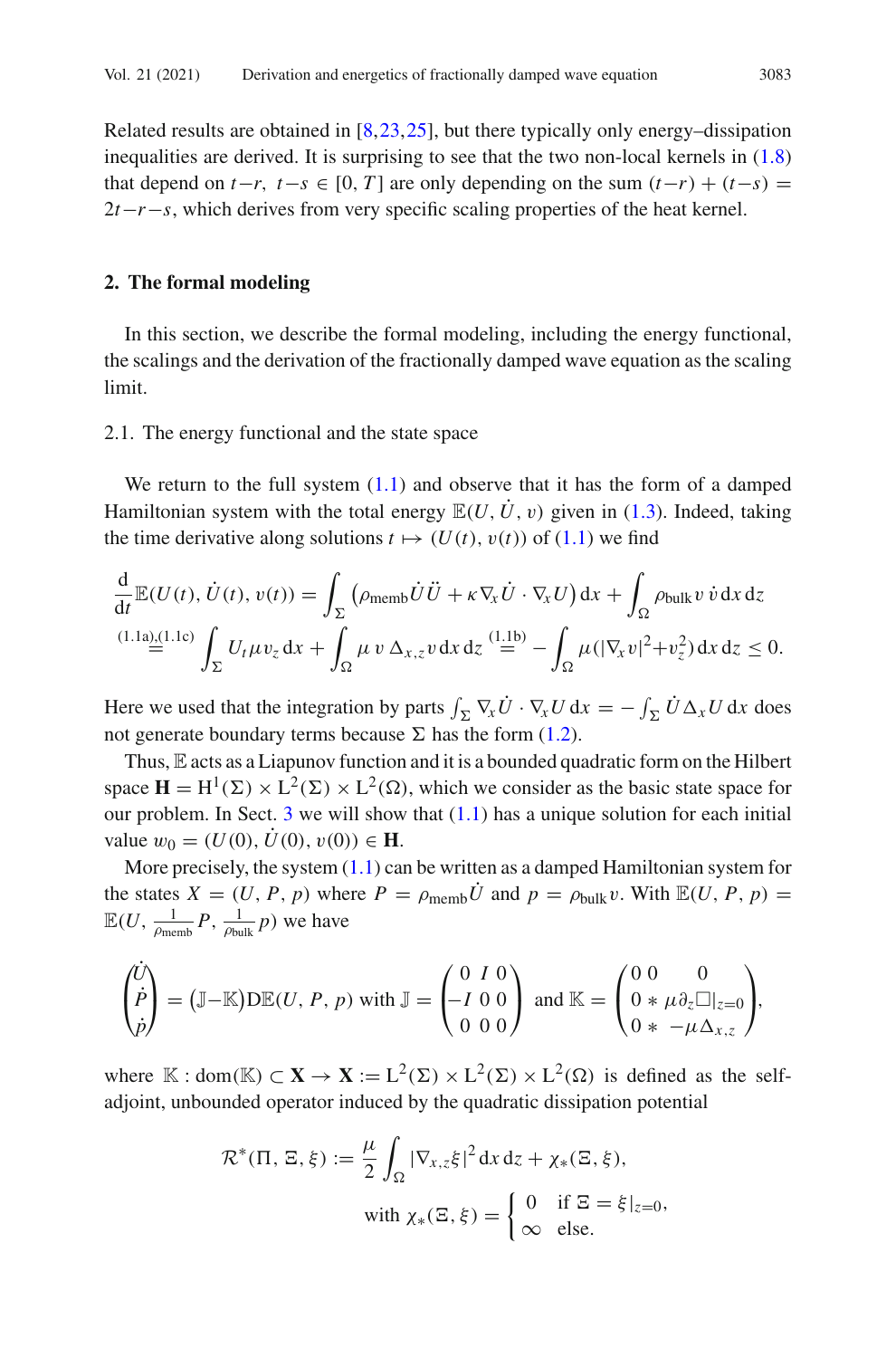Related results are obtained in [8,23,25], but there typically only energy–dissipation inequalities are derived. It is surprising to see that the two non-local kernels in (1.8) that depend on $t-r$, $t-s \in [0,T]$ are only depending on the sum $(t-r)+(t-s) = 2t-r-s$, which derives from very specific scaling properties of the heat kernel.

## 2. The formal modeling

In this section, we describe the formal modeling, including the energy functional, the scalings and the derivation of the fractionally damped wave equation as the scaling limit.

### 2.1. The energy functional and the state space

We return to the full system (1.1) and observe that it has the form of a damped Hamiltonian system with the total energy $\mathbb{E}(U, \dot U, v)$ given in (1.3). Indeed, taking the time derivative along solutions $t \mapsto (U(t), v(t))$ of (1.1) we find

$$\frac{\mathrm{d}}{\mathrm{d}t}\mathbb{E}(U(t), \dot U(t), v(t)) = \int_\Sigma \big(\rho_{\mathrm{memb}} \dot U \ddot U + \kappa \nabla_x \dot U \cdot \nabla_x U\big)\,\mathrm{d}x + \int_\Omega \rho_{\mathrm{bulk}} v\, \dot v \,\mathrm{d}x\,\mathrm{d}z$$

$$\overset{(1.1a),(1.1c)}{=} \int_\Sigma U_t \mu v_z \,\mathrm{d}x + \int_\Omega \mu\, v\, \Delta_{x,z} v \,\mathrm{d}x\,\mathrm{d}z \overset{(1.1b)}{=} -\int_\Omega \mu (|\nabla_x v|^2 + v_z^2)\,\mathrm{d}x\,\mathrm{d}z \le 0.$$

Here we used that the integration by parts $\int_\Sigma \nabla_x \dot U \cdot \nabla_x U \,\mathrm{d}x = -\int_\Sigma \dot U \Delta_x U \,\mathrm{d}x$ does not generate boundary terms because $\Sigma$ has the form (1.2).

Thus, $\mathbb{E}$ acts as a Liapunov function and it is a bounded quadratic form on the Hilbert space $\mathbf{H} = \mathrm{H}^1(\Sigma) \times \mathrm{L}^2(\Sigma) \times \mathrm{L}^2(\Omega)$, which we consider as the basic state space for our problem. In Sect. 3 we will show that (1.1) has a unique solution for each initial value $w_0 = (U(0), \dot U(0), v(0)) \in \mathbf{H}$.

More precisely, the system (1.1) can be written as a damped Hamiltonian system for the states $X = (U, P, p)$ where $P = \rho_{\mathrm{memb}} \dot U$ and $p = \rho_{\mathrm{bulk}} v$. With $\mathbb{E}(U, P, p) = \mathbb{E}(U, \frac{1}{\rho_{\mathrm{memb}}} P, \frac{1}{\rho_{\mathrm{bulk}}} p)$ we have

$$\begin{pmatrix} \dot U \\ \dot P \\ \dot p \end{pmatrix} = \big(\mathbb{J} - \mathbb{K}\big) \mathrm{D}\mathbb{E}(U, P, p) \text{ with } \mathbb{J} = \begin{pmatrix} 0 & I & 0 \\ -I & 0 & 0 \\ 0 & 0 & 0 \end{pmatrix} \text{ and } \mathbb{K} = \begin{pmatrix} 0 & 0 & 0 \\ 0 & * & \mu \partial_z \Box|_{z=0} \\ 0 & * & -\mu \Delta_{x,z} \end{pmatrix},$$

where $\mathbb{K} : \mathrm{dom}(\mathbb{K}) \subset \mathbf{X} \to \mathbf{X} := \mathrm{L}^2(\Sigma) \times \mathrm{L}^2(\Sigma) \times \mathrm{L}^2(\Omega)$ is defined as the self-adjoint, unbounded operator induced by the quadratic dissipation potential

$$\mathcal{R}^*(\Pi, \Xi, \xi) := \frac{\mu}{2} \int_\Omega |\nabla_{x,z} \xi|^2 \,\mathrm{d}x\,\mathrm{d}z + \chi_*(\Xi, \xi),$$

$$\text{with } \chi_*(\Xi, \xi) = \begin{cases} 0 & \text{if } \Xi = \xi|_{z=0}, \\ \infty & \text{else}. \end{cases}$$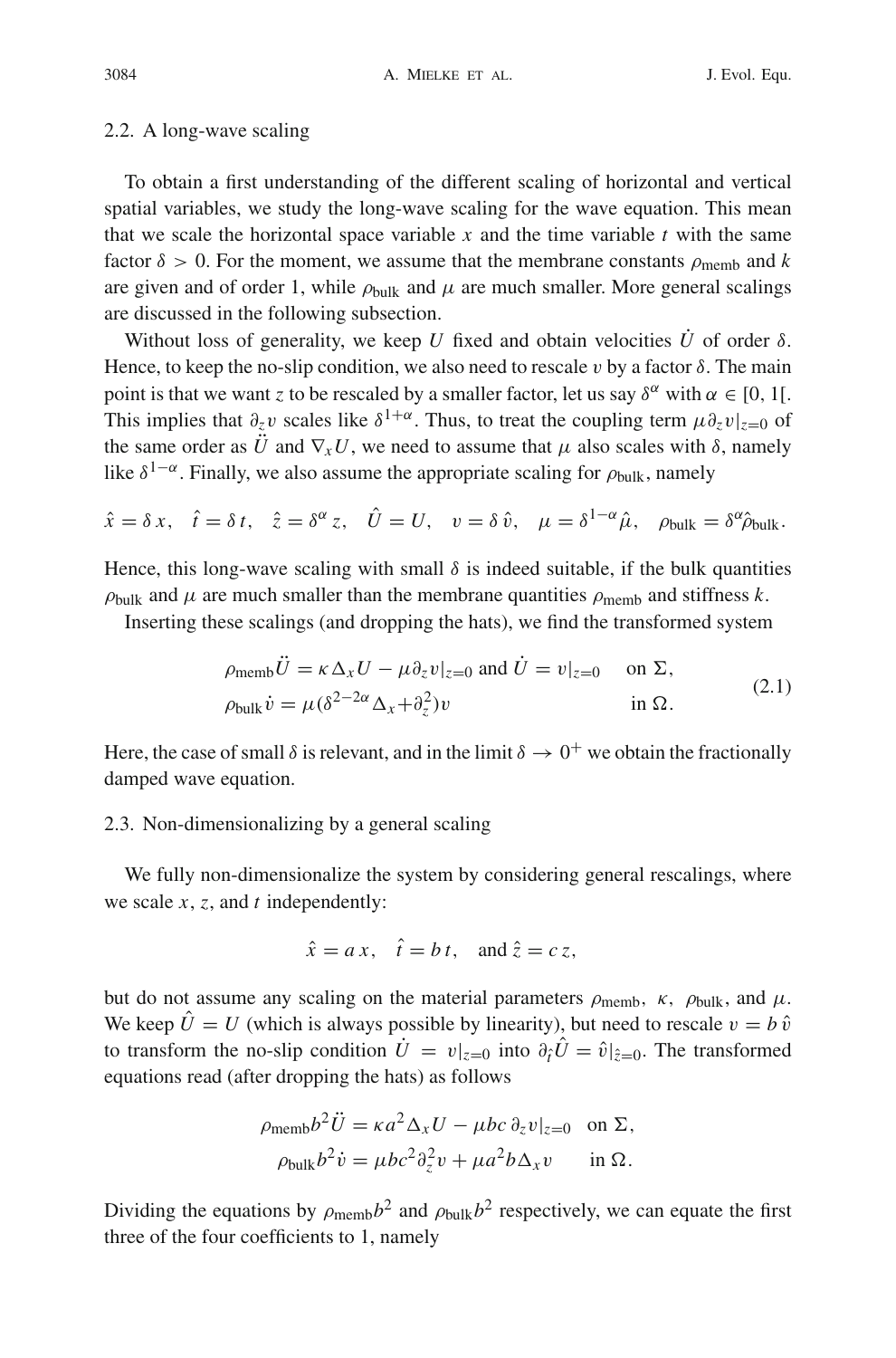### 2.2. A long-wave scaling

To obtain a first understanding of the different scaling of horizontal and vertical spatial variables, we study the long-wave scaling for the wave equation. This mean that we scale the horizontal space variable $x$ and the time variable $t$ with the same factor $\delta > 0$. For the moment, we assume that the membrane constants $\rho_{\text{memb}}$ and $k$ are given and of order 1, while $\rho_{\text{bulk}}$ and $\mu$ are much smaller. More general scalings are discussed in the following subsection.

Without loss of generality, we keep $U$ fixed and obtain velocities $\dot{U}$ of order $\delta$. Hence, to keep the no-slip condition, we also need to rescale $v$ by a factor $\delta$. The main point is that we want $z$ to be rescaled by a smaller factor, let us say $\delta^{\alpha}$ with $\alpha \in [0, 1[$. This implies that $\partial_z v$ scales like $\delta^{1+\alpha}$. Thus, to treat the coupling term $\mu \partial_z v|_{z=0}$ of the same order as $\ddot{U}$ and $\nabla_x U$, we need to assume that $\mu$ also scales with $\delta$, namely like $\delta^{1-\alpha}$. Finally, we also assume the appropriate scaling for $\rho_{\text{bulk}}$, namely

$$\hat{x} = \delta\, x, \quad \hat{t} = \delta\, t, \quad \hat{z} = \delta^{\alpha} z, \quad \hat{U} = U, \quad v = \delta\, \hat{v}, \quad \mu = \delta^{1-\alpha}\hat{\mu}, \quad \rho_{\text{bulk}} = \delta^{\alpha}\hat{\rho}_{\text{bulk}}.$$

Hence, this long-wave scaling with small $\delta$ is indeed suitable, if the bulk quantities $\rho_{\text{bulk}}$ and $\mu$ are much smaller than the membrane quantities $\rho_{\text{memb}}$ and stiffness $k$.

Inserting these scalings (and dropping the hats), we find the transformed system

$$\begin{aligned} &\rho_{\text{memb}}\ddot{U} = \kappa\,\Delta_x U - \mu\partial_z v|_{z=0} \text{ and } \dot{U} = v|_{z=0} \quad \text{on } \Sigma, \\ &\rho_{\text{bulk}}\dot{v} = \mu(\delta^{2-2\alpha}\Delta_x + \partial_z^2)v \qquad\qquad\qquad \text{in } \Omega. \end{aligned} \tag{2.1}$$

Here, the case of small $\delta$ is relevant, and in the limit $\delta \to 0^+$ we obtain the fractionally damped wave equation.

### 2.3. Non-dimensionalizing by a general scaling

We fully non-dimensionalize the system by considering general rescalings, where we scale $x$, $z$, and $t$ independently:

$$\hat{x} = a\,x, \quad \hat{t} = b\,t, \quad \text{and } \hat{z} = c\,z,$$

but do not assume any scaling on the material parameters $\rho_{\text{memb}}$, $\kappa$, $\rho_{\text{bulk}}$, and $\mu$. We keep $\hat{U} = U$ (which is always possible by linearity), but need to rescale $v = b\,\hat{v}$ to transform the no-slip condition $\dot{U} = v|_{z=0}$ into $\partial_{\hat{t}}\hat{U} = \hat{v}|_{\hat{z}=0}$. The transformed equations read (after dropping the hats) as follows

$$\begin{aligned} \rho_{\text{memb}} b^2 \ddot{U} &= \kappa a^2 \Delta_x U - \mu b c\, \partial_z v|_{z=0} \quad \text{on } \Sigma, \\ \rho_{\text{bulk}} b^2 \dot{v} &= \mu b c^2 \partial_z^2 v + \mu a^2 b \Delta_x v \qquad \text{in } \Omega. \end{aligned}$$

Dividing the equations by $\rho_{\text{memb}} b^2$ and $\rho_{\text{bulk}} b^2$ respectively, we can equate the first three of the four coefficients to 1, namely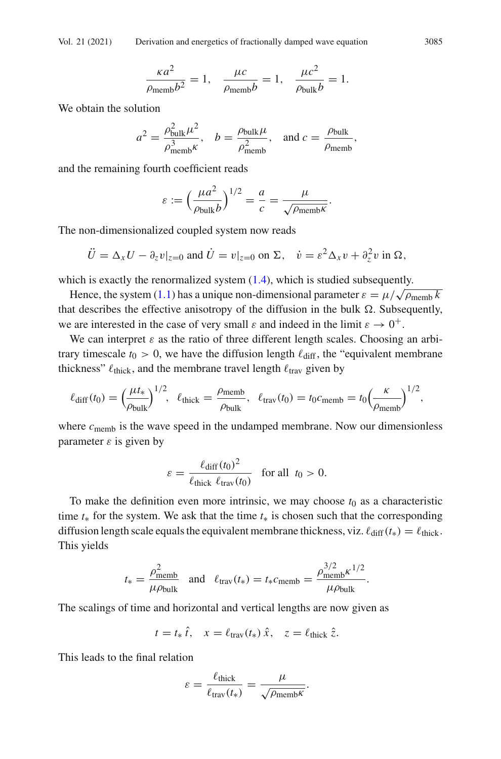$$\frac{\kappa a^2}{\rho_{\rm memb} b^2} = 1, \quad \frac{\mu c}{\rho_{\rm memb} b} = 1, \quad \frac{\mu c^2}{\rho_{\rm bulk} b} = 1.$$

We obtain the solution

$$a^2 = \frac{\rho_{\rm bulk}^2 \mu^2}{\rho_{\rm memb}^3 \kappa}, \quad b = \frac{\rho_{\rm bulk}\mu}{\rho_{\rm memb}^2}, \quad \text{and } c = \frac{\rho_{\rm bulk}}{\rho_{\rm memb}},$$

and the remaining fourth coefficient reads

$$\varepsilon := \Big(\frac{\mu a^2}{\rho_{\rm bulk} b}\Big)^{1/2} = \frac{a}{c} = \frac{\mu}{\sqrt{\rho_{\rm memb}\kappa}}.$$

The non-dimensionalized coupled system now reads

$$\ddot{U} = \Delta_x U - \partial_z v|_{z=0} \text{ and } \dot{U} = v|_{z=0} \text{ on } \Sigma, \quad \dot{v} = \varepsilon^2 \Delta_x v + \partial_z^2 v \text{ in } \Omega,$$

which is exactly the renormalized system (1.4), which is studied subsequently.

Hence, the system (1.1) has a unique non-dimensional parameter $\varepsilon = \mu/\sqrt{\rho_{\rm memb}\, k}$ that describes the effective anisotropy of the diffusion in the bulk $\Omega$. Subsequently, we are interested in the case of very small $\varepsilon$ and indeed in the limit $\varepsilon \to 0^+$.

We can interpret $\varepsilon$ as the ratio of three different length scales. Choosing an arbitrary timescale $t_0 > 0$, we have the diffusion length $\ell_{\rm diff}$, the "equivalent membrane thickness" $\ell_{\rm thick}$, and the membrane travel length $\ell_{\rm trav}$ given by

$$\ell_{\rm diff}(t_0) = \Big(\frac{\mu t_*}{\rho_{\rm bulk}}\Big)^{1/2}, \quad \ell_{\rm thick} = \frac{\rho_{\rm memb}}{\rho_{\rm bulk}}, \quad \ell_{\rm trav}(t_0) = t_0 c_{\rm memb} = t_0 \Big(\frac{\kappa}{\rho_{\rm memb}}\Big)^{1/2},$$

where $c_{\rm memb}$ is the wave speed in the undamped membrane. Now our dimensionless parameter $\varepsilon$ is given by

$$\varepsilon = \frac{\ell_{\rm diff}(t_0)^2}{\ell_{\rm thick}\ \ell_{\rm trav}(t_0)} \quad \text{for all } t_0 > 0.$$

To make the definition even more intrinsic, we may choose $t_0$ as a characteristic time $t_*$ for the system. We ask that the time $t_*$ is chosen such that the corresponding diffusion length scale equals the equivalent membrane thickness, viz. $\ell_{\rm diff}(t_*) = \ell_{\rm thick}$. This yields

$$t_* = \frac{\rho_{\rm memb}^2}{\mu \rho_{\rm bulk}} \quad \text{and} \quad \ell_{\rm trav}(t_*) = t_* c_{\rm memb} = \frac{\rho_{\rm memb}^{3/2} \kappa^{1/2}}{\mu \rho_{\rm bulk}}.$$

The scalings of time and horizontal and vertical lengths are now given as

$$t = t_*\, \hat{t}, \quad x = \ell_{\rm trav}(t_*)\, \hat{x}, \quad z = \ell_{\rm thick}\, \hat{z}.$$

This leads to the final relation

$$\varepsilon = \frac{\ell_{\rm thick}}{\ell_{\rm trav}(t_*)} = \frac{\mu}{\sqrt{\rho_{\rm memb}\kappa}}.$$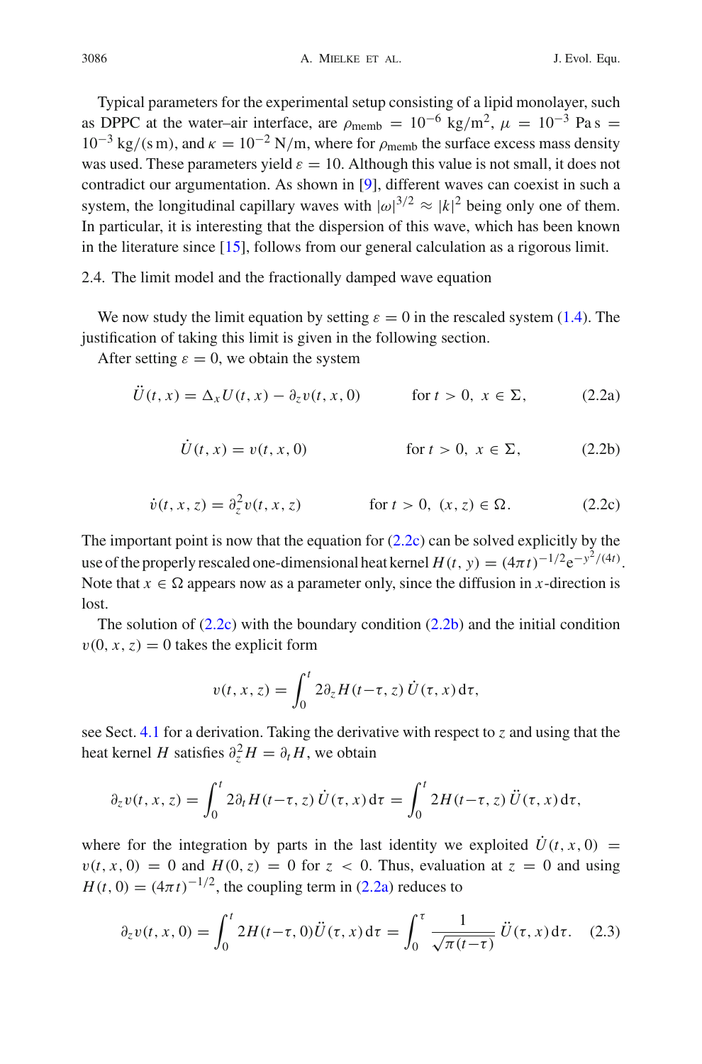Typical parameters for the experimental setup consisting of a lipid monolayer, such as DPPC at the water–air interface, are $\rho_{\text{memb}} = 10^{-6}$ kg/m$^2$, $\mu = 10^{-3}$ Pa s $= 10^{-3}$ kg/(s m), and $\kappa = 10^{-2}$ N/m, where for $\rho_{\text{memb}}$ the surface excess mass density was used. These parameters yield $\varepsilon = 10$. Although this value is not small, it does not contradict our argumentation. As shown in [9], different waves can coexist in such a system, the longitudinal capillary waves with $|\omega|^{3/2} \approx |k|^2$ being only one of them. In particular, it is interesting that the dispersion of this wave, which has been known in the literature since [15], follows from our general calculation as a rigorous limit.

## 2.4. The limit model and the fractionally damped wave equation

We now study the limit equation by setting $\varepsilon = 0$ in the rescaled system (1.4). The justification of taking this limit is given in the following section.

After setting $\varepsilon = 0$, we obtain the system

$$\ddot{U}(t,x) = \Delta_x U(t,x) - \partial_z v(t,x,0) \qquad \text{for } t > 0,\ x \in \Sigma, \tag{2.2a}$$

$$\dot{U}(t,x) = v(t,x,0) \qquad \text{for } t > 0,\ x \in \Sigma, \tag{2.2b}$$

$$\dot{v}(t,x,z) = \partial_z^2 v(t,x,z) \qquad \text{for } t > 0,\ (x,z) \in \Omega. \tag{2.2c}$$

The important point is now that the equation for (2.2c) can be solved explicitly by the use of the properly rescaled one-dimensional heat kernel $H(t,y) = (4\pi t)^{-1/2}\mathrm{e}^{-y^2/(4t)}$. Note that $x \in \Omega$ appears now as a parameter only, since the diffusion in $x$-direction is lost.

The solution of (2.2c) with the boundary condition (2.2b) and the initial condition $v(0,x,z) = 0$ takes the explicit form

$$v(t,x,z) = \int_0^t 2\partial_z H(t-\tau,z)\,\dot{U}(\tau,x)\,\mathrm{d}\tau,$$

see Sect. 4.1 for a derivation. Taking the derivative with respect to $z$ and using that the heat kernel $H$ satisfies $\partial_z^2 H = \partial_t H$, we obtain

$$\partial_z v(t,x,z) = \int_0^t 2\partial_t H(t-\tau,z)\,\dot{U}(\tau,x)\,\mathrm{d}\tau = \int_0^t 2H(t-\tau,z)\,\ddot{U}(\tau,x)\,\mathrm{d}\tau,$$

where for the integration by parts in the last identity we exploited $\dot{U}(t,x,0) = v(t,x,0) = 0$ and $H(0,z) = 0$ for $z < 0$. Thus, evaluation at $z = 0$ and using $H(t,0) = (4\pi t)^{-1/2}$, the coupling term in (2.2a) reduces to

$$\partial_z v(t,x,0) = \int_0^t 2H(t-\tau,0)\ddot{U}(\tau,x)\,\mathrm{d}\tau = \int_0^\tau \frac{1}{\sqrt{\pi(t-\tau)}}\,\ddot{U}(\tau,x)\,\mathrm{d}\tau. \tag{2.3}$$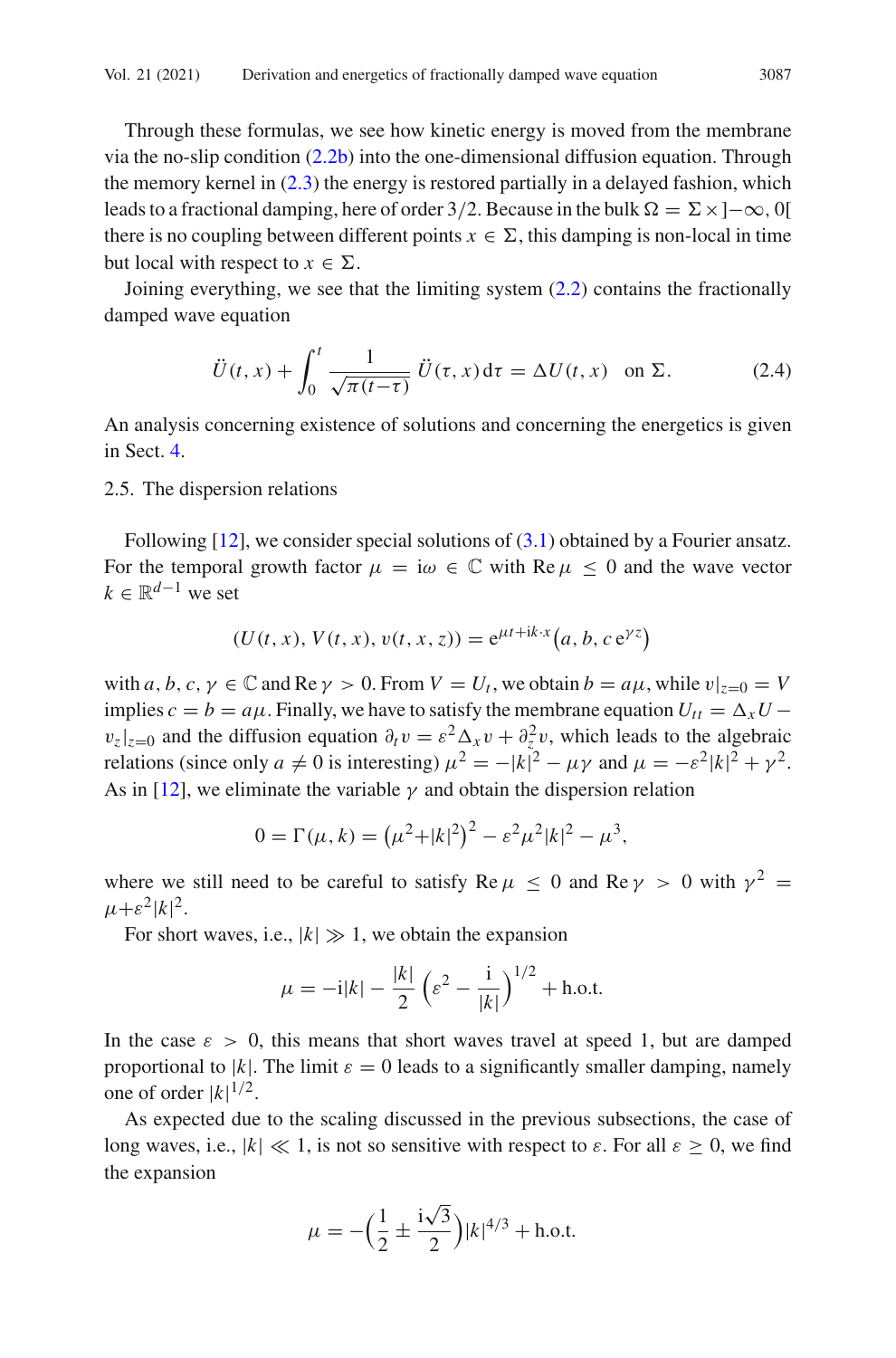Through these formulas, we see how kinetic energy is moved from the membrane via the no-slip condition (2.2b) into the one-dimensional diffusion equation. Through the memory kernel in (2.3) the energy is restored partially in a delayed fashion, which leads to a fractional damping, here of order 3/2. Because in the bulk $\Omega = \Sigma \times ]-\infty, 0[$ there is no coupling between different points $x \in \Sigma$, this damping is non-local in time but local with respect to $x \in \Sigma$.

Joining everything, we see that the limiting system (2.2) contains the fractionally damped wave equation

$$\ddot{U}(t,x) + \int_0^t \frac{1}{\sqrt{\pi(t-\tau)}}\, \ddot{U}(\tau, x)\, \mathrm{d}\tau = \Delta U(t,x) \quad \text{on } \Sigma. \tag{2.4}$$

An analysis concerning existence of solutions and concerning the energetics is given in Sect. 4.

## 2.5. The dispersion relations

Following [12], we consider special solutions of (3.1) obtained by a Fourier ansatz. For the temporal growth factor $\mu = \mathrm{i}\omega \in \mathbb{C}$ with $\operatorname{Re}\mu \le 0$ and the wave vector $k \in \mathbb{R}^{d-1}$ we set

$$(U(t,x), V(t,x), v(t,x,z)) = \mathrm{e}^{\mu t + \mathrm{i}k\cdot x}\big(a, b, c\,\mathrm{e}^{\gamma z}\big)$$

with $a, b, c, \gamma \in \mathbb{C}$ and $\operatorname{Re}\gamma > 0$. From $V = U_t$, we obtain $b = a\mu$, while $v|_{z=0} = V$ implies $c = b = a\mu$. Finally, we have to satisfy the membrane equation $U_{tt} = \Delta_x U - v_z|_{z=0}$ and the diffusion equation $\partial_t v = \varepsilon^2 \Delta_x v + \partial_z^2 v$, which leads to the algebraic relations (since only $a \neq 0$ is interesting) $\mu^2 = -|k|^2 - \mu\gamma$ and $\mu = -\varepsilon^2|k|^2 + \gamma^2$. As in [12], we eliminate the variable $\gamma$ and obtain the dispersion relation

$$0 = \Gamma(\mu, k) = \big(\mu^2 + |k|^2\big)^2 - \varepsilon^2\mu^2|k|^2 - \mu^3,$$

where we still need to be careful to satisfy $\operatorname{Re}\mu \le 0$ and $\operatorname{Re}\gamma > 0$ with $\gamma^2 = \mu + \varepsilon^2|k|^2$.

For short waves, i.e., $|k| \gg 1$, we obtain the expansion

$$\mu = -\mathrm{i}|k| - \frac{|k|}{2}\Big(\varepsilon^2 - \frac{\mathrm{i}}{|k|}\Big)^{1/2} + \text{h.o.t.}$$

In the case $\varepsilon > 0$, this means that short waves travel at speed 1, but are damped proportional to $|k|$. The limit $\varepsilon = 0$ leads to a significantly smaller damping, namely one of order $|k|^{1/2}$.

As expected due to the scaling discussed in the previous subsections, the case of long waves, i.e., $|k| \ll 1$, is not so sensitive with respect to $\varepsilon$. For all $\varepsilon \ge 0$, we find the expansion

$$\mu = -\Big(\frac{1}{2} \pm \frac{\mathrm{i}\sqrt{3}}{2}\Big)|k|^{4/3} + \text{h.o.t.}$$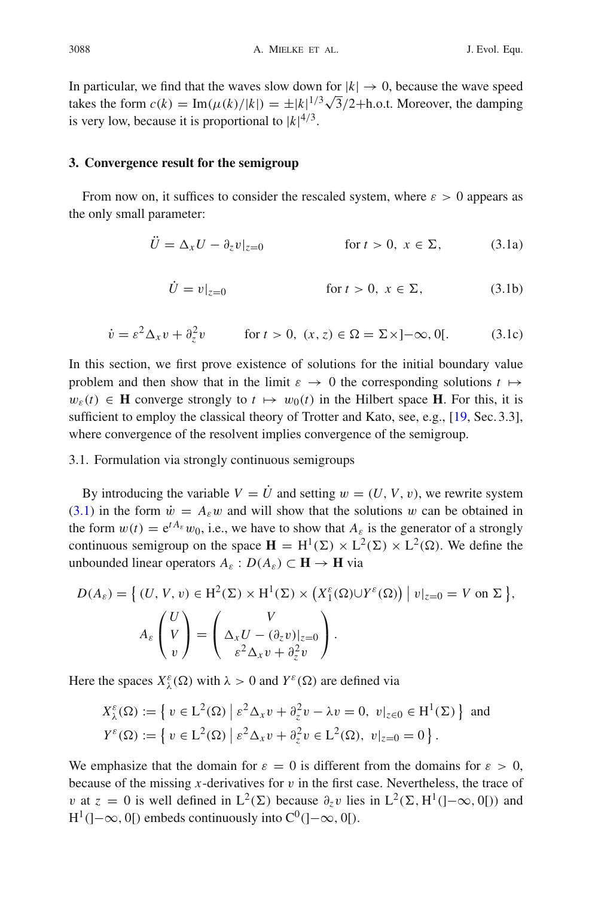In particular, we find that the waves slow down for $|k| \to 0$, because the wave speed takes the form $c(k) = \mathrm{Im}(\mu(k)/|k|) = \pm|k|^{1/3}\sqrt{3}/2$+h.o.t. Moreover, the damping is very low, because it is proportional to $|k|^{4/3}$.

## 3. Convergence result for the semigroup

From now on, it suffices to consider the rescaled system, where $\varepsilon > 0$ appears as the only small parameter:

$$\ddot{U} = \Delta_x U - \partial_z v|_{z=0} \qquad \text{for } t > 0,\ x \in \Sigma, \tag{3.1a}$$

$$\dot{U} = v|_{z=0} \qquad \text{for } t > 0,\ x \in \Sigma, \tag{3.1b}$$

$$\dot{v} = \varepsilon^2 \Delta_x v + \partial_z^2 v \qquad \text{for } t > 0,\ (x, z) \in \Omega = \Sigma \times ]-\infty, 0[. \tag{3.1c}$$

In this section, we first prove existence of solutions for the initial boundary value problem and then show that in the limit $\varepsilon \to 0$ the corresponding solutions $t \mapsto w_\varepsilon(t) \in \mathbf{H}$ converge strongly to $t \mapsto w_0(t)$ in the Hilbert space $\mathbf{H}$. For this, it is sufficient to employ the classical theory of Trotter and Kato, see, e.g., [19, Sec. 3.3], where convergence of the resolvent implies convergence of the semigroup.

### 3.1. Formulation via strongly continuous semigroups

By introducing the variable $V = \dot{U}$ and setting $w = (U, V, v)$, we rewrite system (3.1) in the form $\dot{w} = A_\varepsilon w$ and will show that the solutions $w$ can be obtained in the form $w(t) = \mathrm{e}^{tA_\varepsilon} w_0$, i.e., we have to show that $A_\varepsilon$ is the generator of a strongly continuous semigroup on the space $\mathbf{H} = \mathrm{H}^1(\Sigma) \times \mathrm{L}^2(\Sigma) \times \mathrm{L}^2(\Omega)$. We define the unbounded linear operators $A_\varepsilon : D(A_\varepsilon) \subset \mathbf{H} \to \mathbf{H}$ via

$$D(A_\varepsilon) = \left\{ (U, V, v) \in \mathrm{H}^2(\Sigma) \times \mathrm{H}^1(\Sigma) \times \left( X_1^\varepsilon(\Omega) \cup Y^\varepsilon(\Omega) \right) \,\middle|\, v|_{z=0} = V \text{ on } \Sigma \right\},$$

$$A_\varepsilon \begin{pmatrix} U \\ V \\ v \end{pmatrix} = \begin{pmatrix} V \\ \Delta_x U - (\partial_z v)|_{z=0} \\ \varepsilon^2 \Delta_x v + \partial_z^2 v \end{pmatrix}.$$

Here the spaces $X_\lambda^\varepsilon(\Omega)$ with $\lambda > 0$ and $Y^\varepsilon(\Omega)$ are defined via

$$X_\lambda^\varepsilon(\Omega) := \left\{ v \in \mathrm{L}^2(\Omega) \,\middle|\, \varepsilon^2 \Delta_x v + \partial_z^2 v - \lambda v = 0,\ v|_{z\in 0} \in \mathrm{H}^1(\Sigma) \right\} \text{ and}$$
$$Y^\varepsilon(\Omega) := \left\{ v \in \mathrm{L}^2(\Omega) \,\middle|\, \varepsilon^2 \Delta_x v + \partial_z^2 v \in \mathrm{L}^2(\Omega),\ v|_{z=0} = 0 \right\}.$$

We emphasize that the domain for $\varepsilon = 0$ is different from the domains for $\varepsilon > 0$, because of the missing $x$-derivatives for $v$ in the first case. Nevertheless, the trace of $v$ at $z = 0$ is well defined in $\mathrm{L}^2(\Sigma)$ because $\partial_z v$ lies in $\mathrm{L}^2(\Sigma, \mathrm{H}^1(]-\infty, 0[))$ and $\mathrm{H}^1(]-\infty, 0[)$ embeds continuously into $\mathrm{C}^0(]-\infty, 0[)$.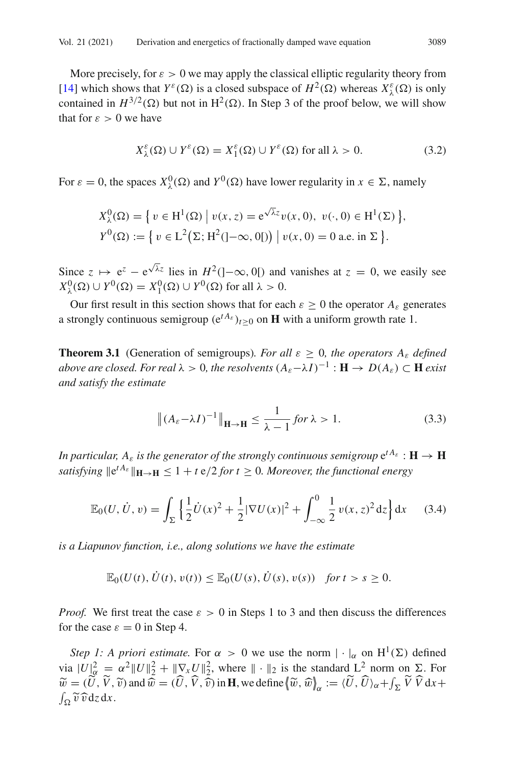More precisely, for $\varepsilon > 0$ we may apply the classical elliptic regularity theory from [14] which shows that $Y^\varepsilon(\Omega)$ is a closed subspace of $H^2(\Omega)$ whereas $X^\varepsilon_\lambda(\Omega)$ is only contained in $H^{3/2}(\Omega)$ but not in $\mathrm{H}^2(\Omega)$. In Step 3 of the proof below, we will show that for $\varepsilon > 0$ we have

$$X^\varepsilon_\lambda(\Omega) \cup Y^\varepsilon(\Omega) = X^\varepsilon_1(\Omega) \cup Y^\varepsilon(\Omega) \text{ for all } \lambda > 0. \tag{3.2}$$

For $\varepsilon = 0$, the spaces $X^0_\lambda(\Omega)$ and $Y^0(\Omega)$ have lower regularity in $x \in \Sigma$, namely

$$X^0_\lambda(\Omega) = \big\{\, v \in \mathrm{H}^1(\Omega) \;\big|\; v(x,z) = \mathrm{e}^{\sqrt{\lambda}z} v(x,0),\ v(\cdot,0) \in \mathrm{H}^1(\Sigma) \,\big\},$$
$$Y^0(\Omega) := \big\{\, v \in \mathrm{L}^2\big(\Sigma; \mathrm{H}^2(]{-\infty},0[)\big) \;\big|\; v(x,0) = 0 \text{ a.e. in } \Sigma \,\big\}.$$

Since $z \mapsto \mathrm{e}^z - \mathrm{e}^{\sqrt{\lambda}z}$ lies in $H^2(]{-\infty},0[)$ and vanishes at $z = 0$, we easily see $X^0_\lambda(\Omega) \cup Y^0(\Omega) = X^0_1(\Omega) \cup Y^0(\Omega)$ for all $\lambda > 0$.

Our first result in this section shows that for each $\varepsilon \geq 0$ the operator $A_\varepsilon$ generates a strongly continuous semigroup $(\mathrm{e}^{tA_\varepsilon})_{t\geq 0}$ on $\mathbf{H}$ with a uniform growth rate 1.

**Theorem 3.1** (Generation of semigroups). *For all $\varepsilon \geq 0$, the operators $A_\varepsilon$ defined above are closed. For real $\lambda > 0$, the resolvents $(A_\varepsilon - \lambda I)^{-1} : \mathbf{H} \to D(A_\varepsilon) \subset \mathbf{H}$ exist and satisfy the estimate*

$$\big\| (A_\varepsilon - \lambda I)^{-1} \big\|_{\mathbf{H}\to\mathbf{H}} \leq \frac{1}{\lambda - 1} \text{ for } \lambda > 1. \tag{3.3}$$

*In particular, $A_\varepsilon$ is the generator of the strongly continuous semigroup $\mathrm{e}^{tA_\varepsilon} : \mathbf{H} \to \mathbf{H}$ satisfying $\|\mathrm{e}^{tA_\varepsilon}\|_{\mathbf{H}\to\mathbf{H}} \leq 1 + t\,\mathrm{e}/2$ for $t \geq 0$. Moreover, the functional energy*

$$\mathbb{E}_0(U, \dot U, v) = \int_\Sigma \Big\{ \frac{1}{2}\dot U(x)^2 + \frac{1}{2}|\nabla U(x)|^2 + \int_{-\infty}^0 \frac{1}{2}\, v(x,z)^2 \,\mathrm{d}z \Big\}\,\mathrm{d}x \tag{3.4}$$

*is a Liapunov function, i.e., along solutions we have the estimate*

$$\mathbb{E}_0(U(t), \dot U(t), v(t)) \leq \mathbb{E}_0(U(s), \dot U(s), v(s)) \quad \textit{for } t > s \geq 0.$$

*Proof.* We first treat the case $\varepsilon > 0$ in Steps 1 to 3 and then discuss the differences for the case $\varepsilon = 0$ in Step 4.

*Step 1: A priori estimate.* For $\alpha > 0$ we use the norm $|\cdot|_\alpha$ on $\mathrm{H}^1(\Sigma)$ defined via $|U|^2_\alpha = \alpha^2\|U\|_2^2 + \|\nabla_x U\|_2^2$, where $\|\cdot\|_2$ is the standard $\mathrm{L}^2$ norm on $\Sigma$. For $\widetilde w = (\widetilde U, \widetilde V, \widetilde v)$ and $\widehat w = (\widehat U, \widehat V, \widehat v)$ in $\mathbf{H}$, we define $\langle\!\langle \widetilde w, \widehat w \rangle\!\rangle_\alpha := \langle \widetilde U, \widehat U\rangle_\alpha + \int_\Sigma \widetilde V\, \widehat V\,\mathrm{d}x + \int_\Omega \widetilde v\, \widehat v\,\mathrm{d}z\,\mathrm{d}x$.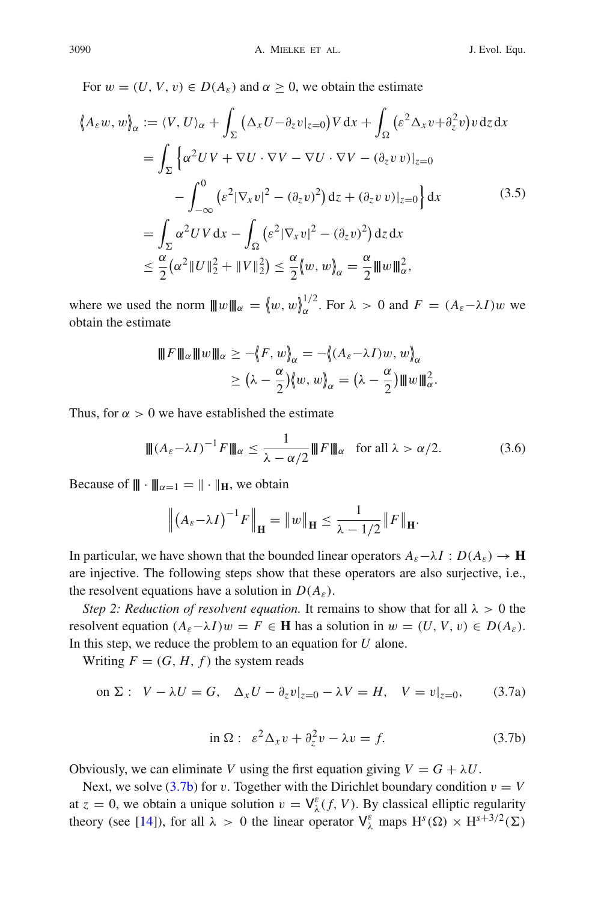For $w = (U, V, v) \in D(A_\varepsilon)$ and $\alpha \geq 0$, we obtain the estimate

$$
\begin{aligned}
\langle\!\langle A_\varepsilon w, w \rangle\!\rangle_\alpha &:= \langle V, U\rangle_\alpha + \int_\Sigma \big(\Delta_x U - \partial_z v|_{z=0}\big) V \,\mathrm{d}x + \int_\Omega \big(\varepsilon^2 \Delta_x v + \partial_z^2 v\big) v \,\mathrm{d}z\,\mathrm{d}x \\
&= \int_\Sigma \Big\{ \alpha^2 U V + \nabla U \cdot \nabla V - \nabla U \cdot \nabla V - (\partial_z v\, v)|_{z=0} \\
&\qquad - \int_{-\infty}^{0} \big(\varepsilon^2 |\nabla_x v|^2 - (\partial_z v)^2\big) \,\mathrm{d}z + (\partial_z v\, v)|_{z=0} \Big\} \,\mathrm{d}x \qquad (3.5) \\
&= \int_\Sigma \alpha^2 U V \,\mathrm{d}x - \int_\Omega \big(\varepsilon^2 |\nabla_x v|^2 - (\partial_z v)^2\big) \,\mathrm{d}z\,\mathrm{d}x \\
&\leq \frac{\alpha}{2} \big(\alpha^2 \|U\|_2^2 + \|V\|_2^2\big) \leq \frac{\alpha}{2} \langle\!\langle w, w \rangle\!\rangle_\alpha = \frac{\alpha}{2} |\!|\!| w |\!|\!|_\alpha^2,
\end{aligned}
$$

where we used the norm $|\!|\!| w |\!|\!|_\alpha = \langle\!\langle w, w \rangle\!\rangle_\alpha^{1/2}$. For $\lambda > 0$ and $F = (A_\varepsilon - \lambda I) w$ we obtain the estimate

$$
\begin{aligned}
|\!|\!| F |\!|\!|_\alpha |\!|\!| w |\!|\!|_\alpha \geq -\langle\!\langle F, w \rangle\!\rangle_\alpha &= -\langle\!\langle (A_\varepsilon - \lambda I) w, w \rangle\!\rangle_\alpha \\
&\geq \big(\lambda - \frac{\alpha}{2}\big) \langle\!\langle w, w \rangle\!\rangle_\alpha = \big(\lambda - \frac{\alpha}{2}\big) |\!|\!| w |\!|\!|_\alpha^2.
\end{aligned}
$$

Thus, for $\alpha > 0$ we have established the estimate

$$
|\!|\!| (A_\varepsilon - \lambda I)^{-1} F |\!|\!|_\alpha \leq \frac{1}{\lambda - \alpha/2} |\!|\!| F |\!|\!|_\alpha \quad \text{for all } \lambda > \alpha/2. \qquad (3.6)
$$

Because of $|\!|\!| \cdot |\!|\!|_{\alpha=1} = \|\cdot\|_{\mathbf{H}}$, we obtain

$$
\left\| \big(A_\varepsilon - \lambda I\big)^{-1} F \right\|_{\mathbf{H}} = \|w\|_{\mathbf{H}} \leq \frac{1}{\lambda - 1/2} \|F\|_{\mathbf{H}}.
$$

In particular, we have shown that the bounded linear operators $A_\varepsilon - \lambda I : D(A_\varepsilon) \to \mathbf{H}$ are injective. The following steps show that these operators are also surjective, i.e., the resolvent equations have a solution in $D(A_\varepsilon)$.

*Step 2: Reduction of resolvent equation.* It remains to show that for all $\lambda > 0$ the resolvent equation $(A_\varepsilon - \lambda I) w = F \in \mathbf{H}$ has a solution in $w = (U, V, v) \in D(A_\varepsilon)$. In this step, we reduce the problem to an equation for $U$ alone.

Writing $F = (G, H, f)$ the system reads

$$
\text{on } \Sigma: \quad V - \lambda U = G, \quad \Delta_x U - \partial_z v|_{z=0} - \lambda V = H, \quad V = v|_{z=0}, \qquad (3.7\text{a})
$$

$$
\text{in } \Omega: \quad \varepsilon^2 \Delta_x v + \partial_z^2 v - \lambda v = f. \qquad (3.7\text{b})
$$

Obviously, we can eliminate $V$ using the first equation giving $V = G + \lambda U$.

Next, we solve (3.7b) for $v$. Together with the Dirichlet boundary condition $v = V$ at $z = 0$, we obtain a unique solution $v = \mathsf{V}_\lambda^\varepsilon(f, V)$. By classical elliptic regularity theory (see [14]), for all $\lambda > 0$ the linear operator $\mathsf{V}_\lambda^\varepsilon$ maps $\mathrm{H}^s(\Omega) \times \mathrm{H}^{s+3/2}(\Sigma)$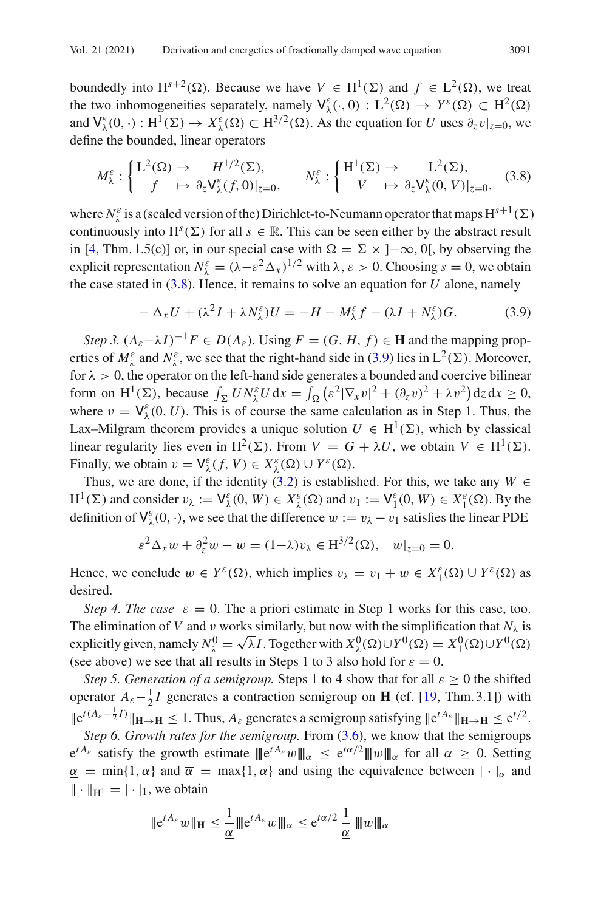boundedly into $\mathrm{H}^{s+2}(\Omega)$. Because we have $V \in \mathrm{H}^1(\Sigma)$ and $f \in \mathrm{L}^2(\Omega)$, we treat the two inhomogeneities separately, namely $\mathsf{V}^\varepsilon_\lambda(\cdot, 0) : \mathrm{L}^2(\Omega) \to Y^\varepsilon(\Omega) \subset \mathrm{H}^2(\Omega)$ and $\mathsf{V}^\varepsilon_\lambda(0, \cdot) : \mathrm{H}^1(\Sigma) \to X^\varepsilon_\lambda(\Omega) \subset \mathrm{H}^{3/2}(\Omega)$. As the equation for $U$ uses $\partial_z v|_{z=0}$, we define the bounded, linear operators

$$M^\varepsilon_\lambda : \begin{cases} \mathrm{L}^2(\Omega) \to & H^{1/2}(\Sigma), \\ \quad f \quad \mapsto \partial_z \mathsf{V}^\varepsilon_\lambda(f, 0)|_{z=0}, \end{cases} \qquad N^\varepsilon_\lambda : \begin{cases} \mathrm{H}^1(\Sigma) \to & \mathrm{L}^2(\Sigma), \\ \quad V \quad \mapsto \partial_z \mathsf{V}^\varepsilon_\lambda(0, V)|_{z=0}, \end{cases} \tag{3.8}$$

where $N^\varepsilon_\lambda$ is a (scaled version of the) Dirichlet-to-Neumann operator that maps $\mathrm{H}^{s+1}(\Sigma)$ continuously into $\mathrm{H}^s(\Sigma)$ for all $s \in \mathbb{R}$. This can be seen either by the abstract result in [4, Thm. 1.5(c)] or, in our special case with $\Omega = \Sigma \times ]-\infty, 0[$, by observing the explicit representation $N^\varepsilon_\lambda = (\lambda - \varepsilon^2 \Delta_x)^{1/2}$ with $\lambda, \varepsilon > 0$. Choosing $s = 0$, we obtain the case stated in (3.8). Hence, it remains to solve an equation for $U$ alone, namely

$$-\Delta_x U + (\lambda^2 I + \lambda N^\varepsilon_\lambda) U = -H - M^\varepsilon_\lambda f - (\lambda I + N^\varepsilon_\lambda) G. \tag{3.9}$$

*Step 3.* $(A_\varepsilon - \lambda I)^{-1} F \in D(A_\varepsilon)$. Using $F = (G, H, f) \in \mathbf{H}$ and the mapping properties of $M^\varepsilon_\lambda$ and $N^\varepsilon_\lambda$, we see that the right-hand side in (3.9) lies in $\mathrm{L}^2(\Sigma)$. Moreover, for $\lambda > 0$, the operator on the left-hand side generates a bounded and coercive bilinear form on $\mathrm{H}^1(\Sigma)$, because $\int_\Sigma U N^\varepsilon_\lambda U \, \mathrm{d}x = \int_\Omega \big( \varepsilon^2 |\nabla_x v|^2 + (\partial_z v)^2 + \lambda v^2 \big) \mathrm{d}z \, \mathrm{d}x \geq 0$, where $v = \mathsf{V}^\varepsilon_\lambda(0, U)$. This is of course the same calculation as in Step 1. Thus, the Lax–Milgram theorem provides a unique solution $U \in \mathrm{H}^1(\Sigma)$, which by classical linear regularity lies even in $\mathrm{H}^2(\Sigma)$. From $V = G + \lambda U$, we obtain $V \in \mathrm{H}^1(\Sigma)$. Finally, we obtain $v = \mathsf{V}^\varepsilon_\lambda(f, V) \in X^\varepsilon_\lambda(\Omega) \cup Y^\varepsilon(\Omega)$.

Thus, we are done, if the identity (3.2) is established. For this, we take any $W \in \mathrm{H}^1(\Sigma)$ and consider $v_\lambda := \mathsf{V}^\varepsilon_\lambda(0, W) \in X^\varepsilon_\lambda(\Omega)$ and $v_1 := \mathsf{V}^\varepsilon_1(0, W) \in X^\varepsilon_1(\Omega)$. By the definition of $\mathsf{V}^\varepsilon_\lambda(0, \cdot)$, we see that the difference $w := v_\lambda - v_1$ satisfies the linear PDE

$$\varepsilon^2 \Delta_x w + \partial_z^2 w - w = (1 - \lambda) v_\lambda \in \mathrm{H}^{3/2}(\Omega), \quad w|_{z=0} = 0.$$

Hence, we conclude $w \in Y^\varepsilon(\Omega)$, which implies $v_\lambda = v_1 + w \in X^\varepsilon_1(\Omega) \cup Y^\varepsilon(\Omega)$ as desired.

*Step 4. The case* $\varepsilon = 0$. The a priori estimate in Step 1 works for this case, too. The elimination of $V$ and $v$ works similarly, but now with the simplification that $N_\lambda$ is explicitly given, namely $N^0_\lambda = \sqrt{\lambda} I$. Together with $X^0_\lambda(\Omega) \cup Y^0(\Omega) = X^0_1(\Omega) \cup Y^0(\Omega)$ (see above) we see that all results in Steps 1 to 3 also hold for $\varepsilon = 0$.

*Step 5. Generation of a semigroup.* Steps 1 to 4 show that for all $\varepsilon \geq 0$ the shifted operator $A_\varepsilon - \frac{1}{2} I$ generates a contraction semigroup on $\mathbf{H}$ (cf. [19, Thm. 3.1]) with $\|\mathrm{e}^{t(A_\varepsilon - \frac{1}{2} I)}\|_{\mathbf{H} \to \mathbf{H}} \leq 1$. Thus, $A_\varepsilon$ generates a semigroup satisfying $\|\mathrm{e}^{t A_\varepsilon}\|_{\mathbf{H} \to \mathbf{H}} \leq \mathrm{e}^{t/2}$.

*Step 6. Growth rates for the semigroup.* From (3.6), we know that the semigroups $\mathrm{e}^{t A_\varepsilon}$ satisfy the growth estimate $|\!|\!| \mathrm{e}^{t A_\varepsilon} w |\!|\!|_\alpha \leq \mathrm{e}^{t\alpha/2} |\!|\!| w |\!|\!|_\alpha$ for all $\alpha \geq 0$. Setting $\underline{\alpha} = \min\{1, \alpha\}$ and $\overline{\alpha} = \max\{1, \alpha\}$ and using the equivalence between $|\cdot|_\alpha$ and $\|\cdot\|_{\mathrm{H}^1} = |\cdot|_1$, we obtain

$$\|\mathrm{e}^{t A_\varepsilon} w\|_{\mathbf{H}} \leq \frac{1}{\underline{\alpha}} |\!|\!| \mathrm{e}^{t A_\varepsilon} w |\!|\!|_\alpha \leq \mathrm{e}^{t\alpha/2} \frac{1}{\underline{\alpha}} |\!|\!| w |\!|\!|_\alpha$$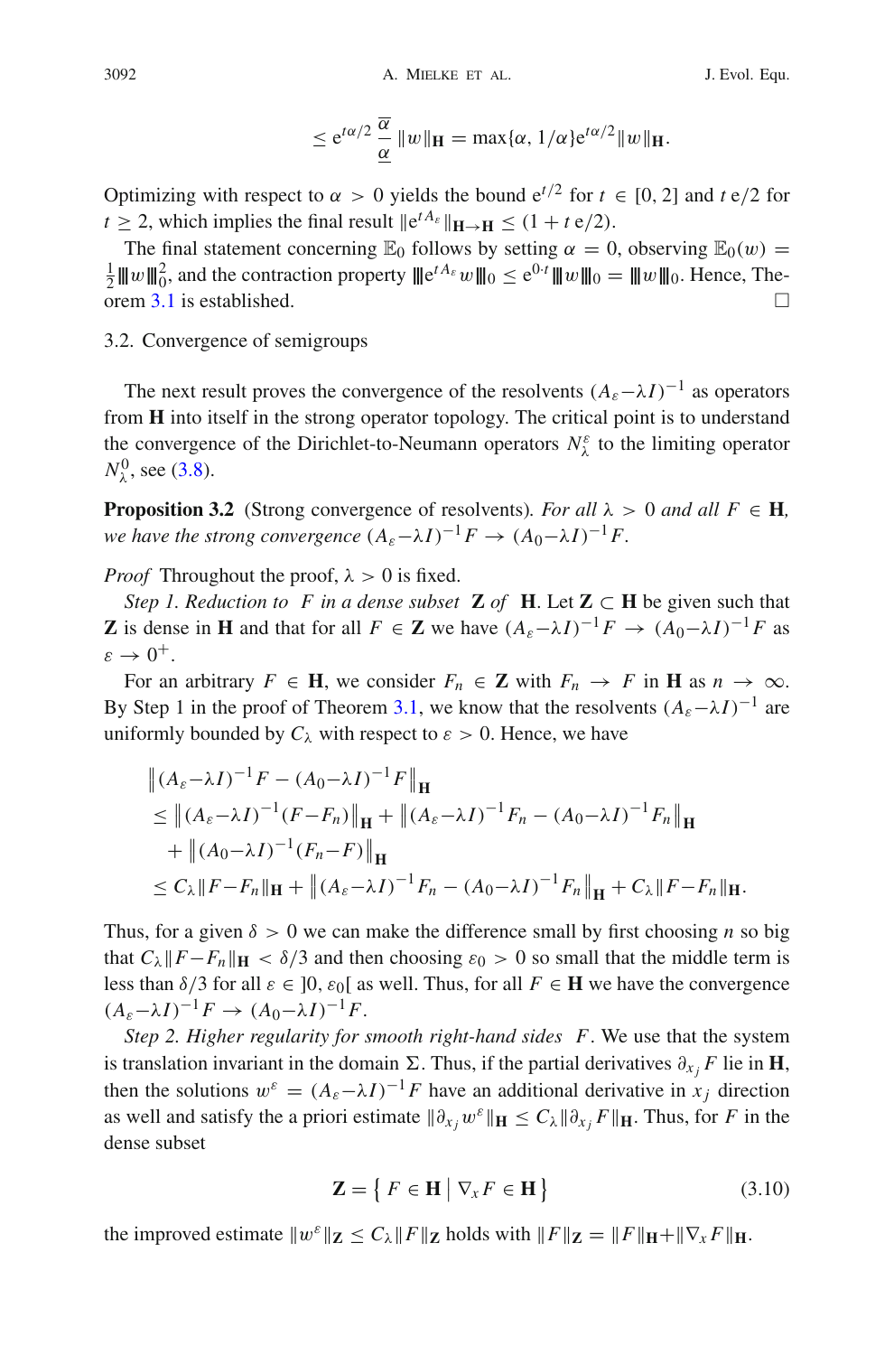$$\leq \mathrm{e}^{t\alpha/2}\,\frac{\overline{\alpha}}{\underline{\alpha}}\,\|w\|_{\mathbf{H}} = \max\{\alpha, 1/\alpha\}\mathrm{e}^{t\alpha/2}\|w\|_{\mathbf{H}}.$$

Optimizing with respect to $\alpha > 0$ yields the bound $\mathrm{e}^{t/2}$ for $t \in [0, 2]$ and $t\,\mathrm{e}/2$ for $t \geq 2$, which implies the final result $\|\mathrm{e}^{tA_\varepsilon}\|_{\mathbf{H}\to\mathbf{H}} \leq (1 + t\,\mathrm{e}/2)$.

The final statement concerning $\mathbb{E}_0$ follows by setting $\alpha = 0$, observing $\mathbb{E}_0(w) = \frac{1}{2}|\!|\!|w|\!|\!|_0^2$, and the contraction property $|\!|\!|\mathrm{e}^{tA_\varepsilon}w|\!|\!|_0 \leq \mathrm{e}^{0\cdot t}|\!|\!|w|\!|\!|_0 = |\!|\!|w|\!|\!|_0$. Hence, Theorem 3.1 is established. $\square$

## 3.2. Convergence of semigroups

The next result proves the convergence of the resolvents $(A_\varepsilon - \lambda I)^{-1}$ as operators from $\mathbf{H}$ into itself in the strong operator topology. The critical point is to understand the convergence of the Dirichlet-to-Neumann operators $N_\lambda^\varepsilon$ to the limiting operator $N_\lambda^0$, see (3.8).

**Proposition 3.2** (Strong convergence of resolvents). *For all $\lambda > 0$ and all $F \in \mathbf{H}$, we have the strong convergence $(A_\varepsilon - \lambda I)^{-1}F \to (A_0 - \lambda I)^{-1}F$.*

*Proof* Throughout the proof, $\lambda > 0$ is fixed.

*Step 1. Reduction to $F$ in a dense subset $\mathbf{Z}$ of $\mathbf{H}$.* Let $\mathbf{Z} \subset \mathbf{H}$ be given such that $\mathbf{Z}$ is dense in $\mathbf{H}$ and that for all $F \in \mathbf{Z}$ we have $(A_\varepsilon - \lambda I)^{-1}F \to (A_0 - \lambda I)^{-1}F$ as $\varepsilon \to 0^+$.

For an arbitrary $F \in \mathbf{H}$, we consider $F_n \in \mathbf{Z}$ with $F_n \to F$ in $\mathbf{H}$ as $n \to \infty$. By Step 1 in the proof of Theorem 3.1, we know that the resolvents $(A_\varepsilon - \lambda I)^{-1}$ are uniformly bounded by $C_\lambda$ with respect to $\varepsilon > 0$. Hence, we have

$$\begin{aligned}
&\left\|(A_\varepsilon - \lambda I)^{-1}F - (A_0 - \lambda I)^{-1}F\right\|_{\mathbf{H}} \\
&\leq \left\|(A_\varepsilon - \lambda I)^{-1}(F - F_n)\right\|_{\mathbf{H}} + \left\|(A_\varepsilon - \lambda I)^{-1}F_n - (A_0 - \lambda I)^{-1}F_n\right\|_{\mathbf{H}} \\
&\quad + \left\|(A_0 - \lambda I)^{-1}(F_n - F)\right\|_{\mathbf{H}} \\
&\leq C_\lambda\|F - F_n\|_{\mathbf{H}} + \left\|(A_\varepsilon - \lambda I)^{-1}F_n - (A_0 - \lambda I)^{-1}F_n\right\|_{\mathbf{H}} + C_\lambda\|F - F_n\|_{\mathbf{H}}.
\end{aligned}$$

Thus, for a given $\delta > 0$ we can make the difference small by first choosing $n$ so big that $C_\lambda\|F - F_n\|_{\mathbf{H}} < \delta/3$ and then choosing $\varepsilon_0 > 0$ so small that the middle term is less than $\delta/3$ for all $\varepsilon \in ]0, \varepsilon_0[$ as well. Thus, for all $F \in \mathbf{H}$ we have the convergence $(A_\varepsilon - \lambda I)^{-1}F \to (A_0 - \lambda I)^{-1}F$.

*Step 2. Higher regularity for smooth right-hand sides $F$.* We use that the system is translation invariant in the domain $\Sigma$. Thus, if the partial derivatives $\partial_{x_j}F$ lie in $\mathbf{H}$, then the solutions $w^\varepsilon = (A_\varepsilon - \lambda I)^{-1}F$ have an additional derivative in $x_j$ direction as well and satisfy the a priori estimate $\|\partial_{x_j}w^\varepsilon\|_{\mathbf{H}} \leq C_\lambda\|\partial_{x_j}F\|_{\mathbf{H}}$. Thus, for $F$ in the dense subset

$$\mathbf{Z} = \left\{\, F \in \mathbf{H} \,\middle|\, \nabla_x F \in \mathbf{H} \,\right\} \tag{3.10}$$

the improved estimate $\|w^\varepsilon\|_{\mathbf{Z}} \leq C_\lambda\|F\|_{\mathbf{Z}}$ holds with $\|F\|_{\mathbf{Z}} = \|F\|_{\mathbf{H}} + \|\nabla_x F\|_{\mathbf{H}}$.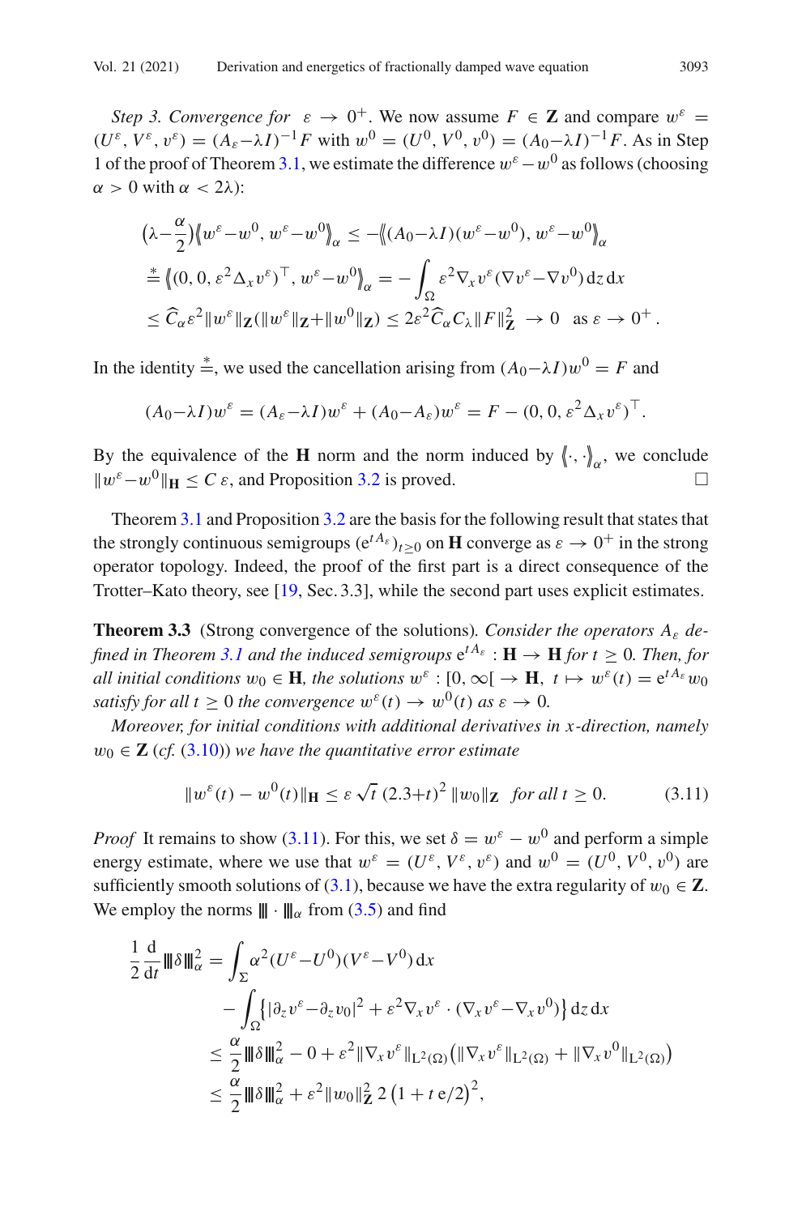*Step 3. Convergence for* $\varepsilon \to 0^+$. We now assume $F \in \mathbf{Z}$ and compare $w^\varepsilon = (U^\varepsilon, V^\varepsilon, v^\varepsilon) = (A_\varepsilon - \lambda I)^{-1} F$ with $w^0 = (U^0, V^0, v^0) = (A_0 - \lambda I)^{-1} F$. As in Step 1 of the proof of Theorem 3.1, we estimate the difference $w^\varepsilon - w^0$ as follows (choosing $\alpha > 0$ with $\alpha < 2\lambda$):

$$
\begin{aligned}
\big(\lambda - \tfrac{\alpha}{2}\big)\big\langle\!\big\langle w^\varepsilon - w^0, w^\varepsilon - w^0 \big\rangle\!\big\rangle_\alpha &\le -\big\langle\!\big\langle (A_0 - \lambda I)(w^\varepsilon - w^0), w^\varepsilon - w^0 \big\rangle\!\big\rangle_\alpha \\
&\overset{*}{=} \big\langle\!\big\langle (0, 0, \varepsilon^2 \Delta_x v^\varepsilon)^\top, w^\varepsilon - w^0 \big\rangle\!\big\rangle_\alpha = -\int_\Omega \varepsilon^2 \nabla_x v^\varepsilon (\nabla v^\varepsilon - \nabla v^0) \, \mathrm{d}z \, \mathrm{d}x \\
&\le \widehat{C}_\alpha \varepsilon^2 \|w^\varepsilon\|_{\mathbf{Z}} (\|w^\varepsilon\|_{\mathbf{Z}} + \|w^0\|_{\mathbf{Z}}) \le 2\varepsilon^2 \widehat{C}_\alpha C_\lambda \|F\|_{\mathbf{Z}}^2 \ \to 0 \quad \text{as } \varepsilon \to 0^+ .
\end{aligned}
$$

In the identity $\overset{*}{=}$, we used the cancellation arising from $(A_0 - \lambda I) w^0 = F$ and

$$
(A_0 - \lambda I) w^\varepsilon = (A_\varepsilon - \lambda I) w^\varepsilon + (A_0 - A_\varepsilon) w^\varepsilon = F - (0, 0, \varepsilon^2 \Delta_x v^\varepsilon)^\top .
$$

By the equivalence of the $\mathbf{H}$ norm and the norm induced by $\langle\!\langle \cdot, \cdot \rangle\!\rangle_\alpha$, we conclude $\|w^\varepsilon - w^0\|_{\mathbf{H}} \le C\,\varepsilon$, and Proposition 3.2 is proved. □

Theorem 3.1 and Proposition 3.2 are the basis for the following result that states that the strongly continuous semigroups $(\mathrm{e}^{tA_\varepsilon})_{t \ge 0}$ on $\mathbf{H}$ converge as $\varepsilon \to 0^+$ in the strong operator topology. Indeed, the proof of the first part is a direct consequence of the Trotter–Kato theory, see [19, Sec. 3.3], while the second part uses explicit estimates.

**Theorem 3.3** (Strong convergence of the solutions). *Consider the operators $A_\varepsilon$ defined in Theorem 3.1 and the induced semigroups $\mathrm{e}^{tA_\varepsilon} : \mathbf{H} \to \mathbf{H}$ for $t \ge 0$. Then, for all initial conditions $w_0 \in \mathbf{H}$, the solutions $w^\varepsilon : [0, \infty[ \to \mathbf{H}$, $t \mapsto w^\varepsilon(t) = \mathrm{e}^{tA_\varepsilon} w_0$ satisfy for all $t \ge 0$ the convergence $w^\varepsilon(t) \to w^0(t)$ as $\varepsilon \to 0$.*

*Moreover, for initial conditions with additional derivatives in $x$-direction, namely $w_0 \in \mathbf{Z}$ (cf. (3.10)) we have the quantitative error estimate*

$$
\|w^\varepsilon(t) - w^0(t)\|_{\mathbf{H}} \le \varepsilon \sqrt{t}\, (2.3 + t)^2 \, \|w_0\|_{\mathbf{Z}} \quad \textit{for all } t \ge 0. \tag{3.11}
$$

*Proof* It remains to show (3.11). For this, we set $\delta = w^\varepsilon - w^0$ and perform a simple energy estimate, where we use that $w^\varepsilon = (U^\varepsilon, V^\varepsilon, v^\varepsilon)$ and $w^0 = (U^0, V^0, v^0)$ are sufficiently smooth solutions of (3.1), because we have the extra regularity of $w_0 \in \mathbf{Z}$. We employ the norms $|\!|\!| \cdot |\!|\!|_\alpha$ from (3.5) and find

$$
\begin{aligned}
\frac{1}{2} \frac{\mathrm{d}}{\mathrm{d}t} |\!|\!| \delta |\!|\!|_\alpha^2 &= \int_\Sigma \alpha^2 (U^\varepsilon - U^0)(V^\varepsilon - V^0) \, \mathrm{d}x \\
&\quad - \int_\Omega \big\{ |\partial_z v^\varepsilon - \partial_z v_0|^2 + \varepsilon^2 \nabla_x v^\varepsilon \cdot (\nabla_x v^\varepsilon - \nabla_x v^0) \big\} \, \mathrm{d}z \, \mathrm{d}x \\
&\le \frac{\alpha}{2} |\!|\!| \delta |\!|\!|_\alpha^2 - 0 + \varepsilon^2 \|\nabla_x v^\varepsilon\|_{\mathrm{L}^2(\Omega)} \big( \|\nabla_x v^\varepsilon\|_{\mathrm{L}^2(\Omega)} + \|\nabla_x v^0\|_{\mathrm{L}^2(\Omega)} \big) \\
&\le \frac{\alpha}{2} |\!|\!| \delta |\!|\!|_\alpha^2 + \varepsilon^2 \|w_0\|_{\mathbf{Z}}^2 \, 2 \left( 1 + t\,\mathrm{e}/2 \right)^2 ,
\end{aligned}
$$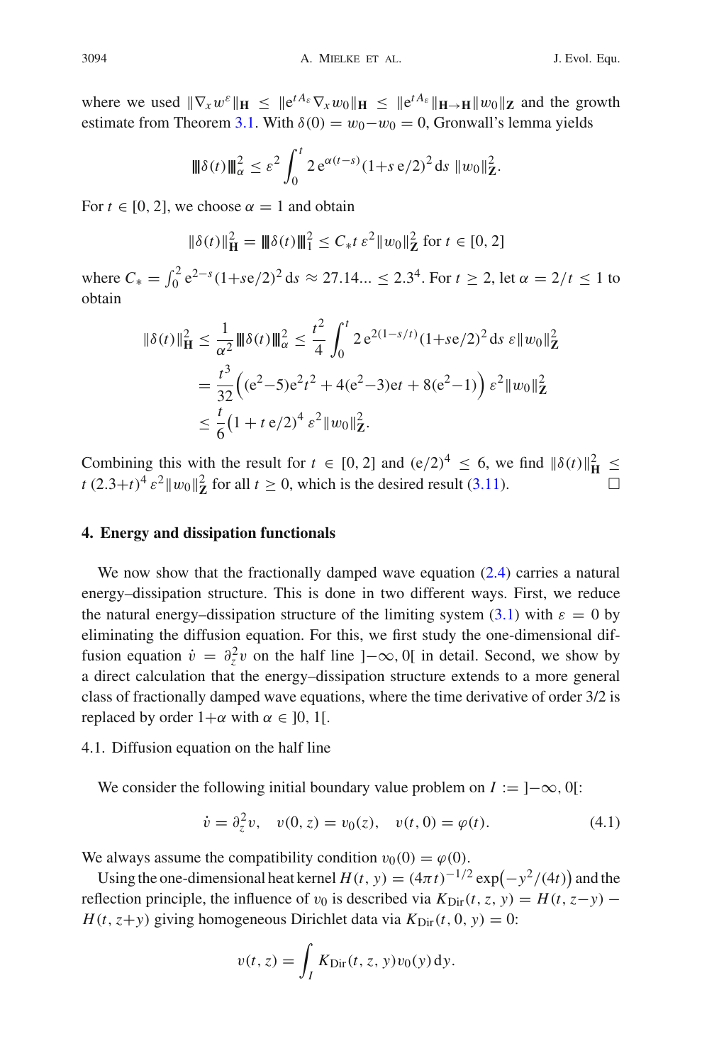where we used $\|\nabla_x w^\varepsilon\|_{\mathbf{H}} \leq \|\mathrm{e}^{tA_\varepsilon}\nabla_x w_0\|_{\mathbf{H}} \leq \|\mathrm{e}^{tA_\varepsilon}\|_{\mathbf{H}\to\mathbf{H}}\|w_0\|_{\mathbf{Z}}$ and the growth estimate from Theorem 3.1. With $\delta(0) = w_0 - w_0 = 0$, Gronwall's lemma yields

$$|\!|\!|\delta(t)|\!|\!|_\alpha^2 \leq \varepsilon^2 \int_0^t 2\,\mathrm{e}^{\alpha(t-s)}(1+s\,\mathrm{e}/2)^2\,\mathrm{d}s\;\|w_0\|_{\mathbf{Z}}^2.$$

For $t \in [0, 2]$, we choose $\alpha = 1$ and obtain

$$\|\delta(t)\|_{\mathbf{H}}^2 = |\!|\!|\delta(t)|\!|\!|_1^2 \leq C_* t\, \varepsilon^2 \|w_0\|_{\mathbf{Z}}^2 \text{ for } t \in [0, 2]$$

where $C_* = \int_0^2 \mathrm{e}^{2-s}(1+s\mathrm{e}/2)^2\,\mathrm{d}s \approx 27.14... \leq 2.3^4$. For $t \geq 2$, let $\alpha = 2/t \leq 1$ to obtain

$$\begin{aligned}
\|\delta(t)\|_{\mathbf{H}}^2 &\leq \frac{1}{\alpha^2}|\!|\!|\delta(t)|\!|\!|_\alpha^2 \leq \frac{t^2}{4}\int_0^t 2\,\mathrm{e}^{2(1-s/t)}(1+s\mathrm{e}/2)^2\,\mathrm{d}s\;\varepsilon\|w_0\|_{\mathbf{Z}}^2 \\
&= \frac{t^3}{32}\Big((\mathrm{e}^2-5)\mathrm{e}^2t^2 + 4(\mathrm{e}^2-3)\mathrm{e}t + 8(\mathrm{e}^2-1)\Big)\,\varepsilon^2\|w_0\|_{\mathbf{Z}}^2 \\
&\leq \frac{t}{6}\big(1 + t\,\mathrm{e}/2\big)^4\,\varepsilon^2\|w_0\|_{\mathbf{Z}}^2.
\end{aligned}$$

Combining this with the result for $t \in [0, 2]$ and $(\mathrm{e}/2)^4 \leq 6$, we find $\|\delta(t)\|_{\mathbf{H}}^2 \leq t\,(2.3+t)^4\,\varepsilon^2\|w_0\|_{\mathbf{Z}}^2$ for all $t \geq 0$, which is the desired result (3.11). □

## 4. Energy and dissipation functionals

We now show that the fractionally damped wave equation (2.4) carries a natural energy–dissipation structure. This is done in two different ways. First, we reduce the natural energy–dissipation structure of the limiting system (3.1) with $\varepsilon = 0$ by eliminating the diffusion equation. For this, we first study the one-dimensional diffusion equation $\dot{v} = \partial_z^2 v$ on the half line $]-\infty, 0[$ in detail. Second, we show by a direct calculation that the energy–dissipation structure extends to a more general class of fractionally damped wave equations, where the time derivative of order 3/2 is replaced by order $1+\alpha$ with $\alpha \in\, ]0, 1[$.

### 4.1. Diffusion equation on the half line

We consider the following initial boundary value problem on $I := \,]-\infty, 0[$:

$$\dot{v} = \partial_z^2 v, \quad v(0, z) = v_0(z), \quad v(t, 0) = \varphi(t). \tag{4.1}$$

We always assume the compatibility condition $v_0(0) = \varphi(0)$.

Using the one-dimensional heat kernel $H(t, y) = (4\pi t)^{-1/2}\exp\big(-y^2/(4t)\big)$ and the reflection principle, the influence of $v_0$ is described via $K_{\mathrm{Dir}}(t, z, y) = H(t, z-y) - H(t, z+y)$ giving homogeneous Dirichlet data via $K_{\mathrm{Dir}}(t, 0, y) = 0$:

$$v(t, z) = \int_I K_{\mathrm{Dir}}(t, z, y)v_0(y)\,\mathrm{d}y.$$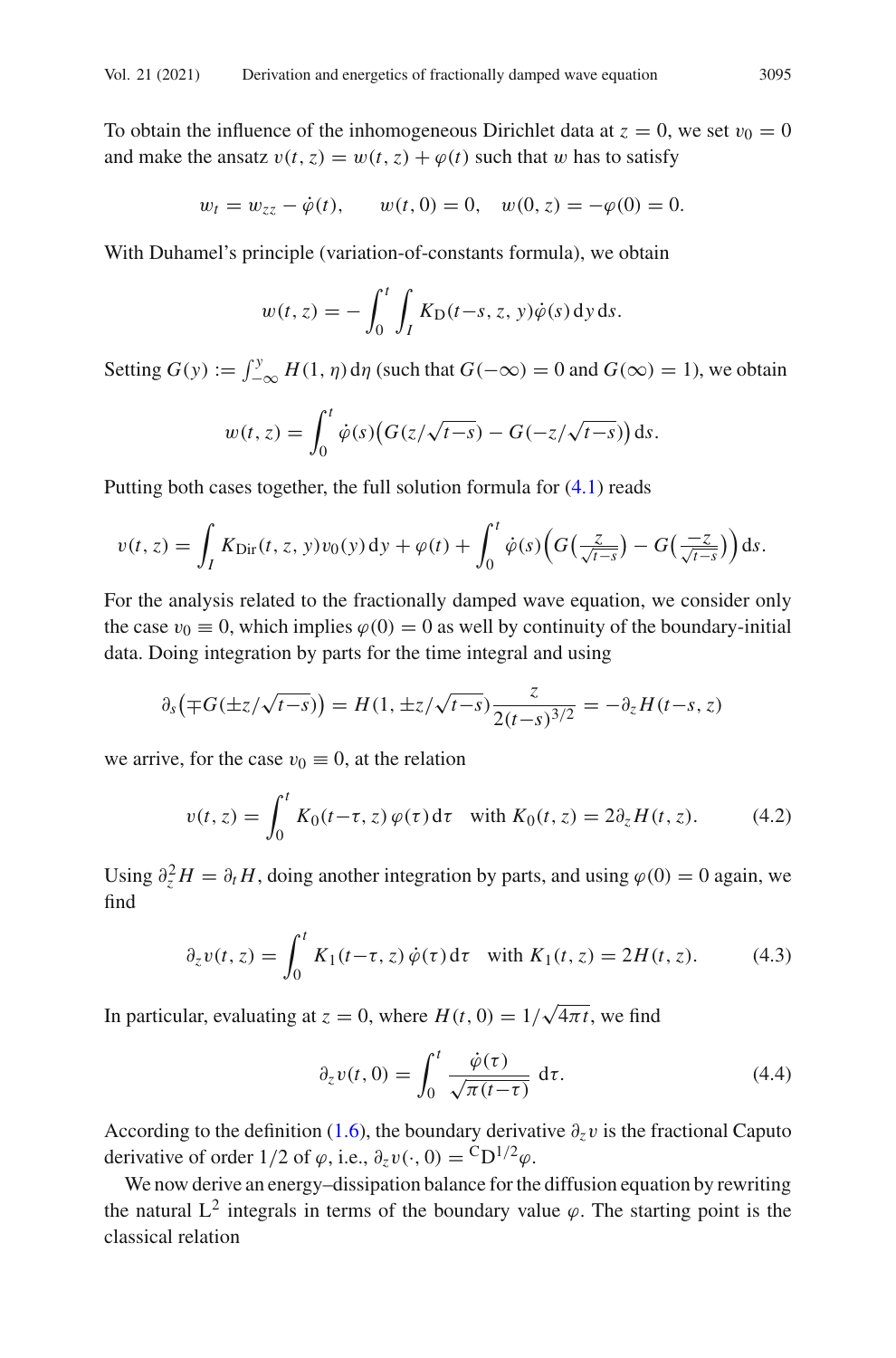To obtain the influence of the inhomogeneous Dirichlet data at $z = 0$, we set $v_0 = 0$ and make the ansatz $v(t, z) = w(t, z) + \varphi(t)$ such that $w$ has to satisfy

$$w_t = w_{zz} - \dot{\varphi}(t), \qquad w(t, 0) = 0, \quad w(0, z) = -\varphi(0) = 0.$$

With Duhamel's principle (variation-of-constants formula), we obtain

$$w(t, z) = -\int_0^t \int_I K_{\mathrm{D}}(t-s, z, y)\dot{\varphi}(s)\,\mathrm{d}y\,\mathrm{d}s.$$

Setting $G(y) := \int_{-\infty}^{y} H(1, \eta)\,\mathrm{d}\eta$ (such that $G(-\infty) = 0$ and $G(\infty) = 1$), we obtain

$$w(t, z) = \int_0^t \dot{\varphi}(s)\big(G(z/\sqrt{t-s}) - G(-z/\sqrt{t-s})\big)\,\mathrm{d}s.$$

Putting both cases together, the full solution formula for (4.1) reads

$$v(t, z) = \int_I K_{\mathrm{Dir}}(t, z, y)v_0(y)\,\mathrm{d}y + \varphi(t) + \int_0^t \dot{\varphi}(s)\Big(G\big(\tfrac{z}{\sqrt{t-s}}\big) - G\big(\tfrac{-z}{\sqrt{t-s}}\big)\Big)\,\mathrm{d}s.$$

For the analysis related to the fractionally damped wave equation, we consider only the case $v_0 \equiv 0$, which implies $\varphi(0) = 0$ as well by continuity of the boundary-initial data. Doing integration by parts for the time integral and using

$$\partial_s\big(\mp G(\pm z/\sqrt{t-s})\big) = H(1, \pm z/\sqrt{t-s})\frac{z}{2(t-s)^{3/2}} = -\partial_z H(t-s, z)$$

we arrive, for the case $v_0 \equiv 0$, at the relation

$$v(t, z) = \int_0^t K_0(t-\tau, z)\,\varphi(\tau)\,\mathrm{d}\tau \quad \text{with } K_0(t, z) = 2\partial_z H(t, z). \tag{4.2}$$

Using $\partial_z^2 H = \partial_t H$, doing another integration by parts, and using $\varphi(0) = 0$ again, we find

$$\partial_z v(t, z) = \int_0^t K_1(t-\tau, z)\,\dot{\varphi}(\tau)\,\mathrm{d}\tau \quad \text{with } K_1(t, z) = 2H(t, z). \tag{4.3}$$

In particular, evaluating at $z = 0$, where $H(t, 0) = 1/\sqrt{4\pi t}$, we find

$$\partial_z v(t, 0) = \int_0^t \frac{\dot{\varphi}(\tau)}{\sqrt{\pi(t-\tau)}}\,\mathrm{d}\tau. \tag{4.4}$$

According to the definition (1.6), the boundary derivative $\partial_z v$ is the fractional Caputo derivative of order $1/2$ of $\varphi$, i.e., $\partial_z v(\cdot, 0) = {}^{\mathrm{C}}\mathrm{D}^{1/2}\varphi$.

We now derive an energy–dissipation balance for the diffusion equation by rewriting the natural $\mathrm{L}^2$ integrals in terms of the boundary value $\varphi$. The starting point is the classical relation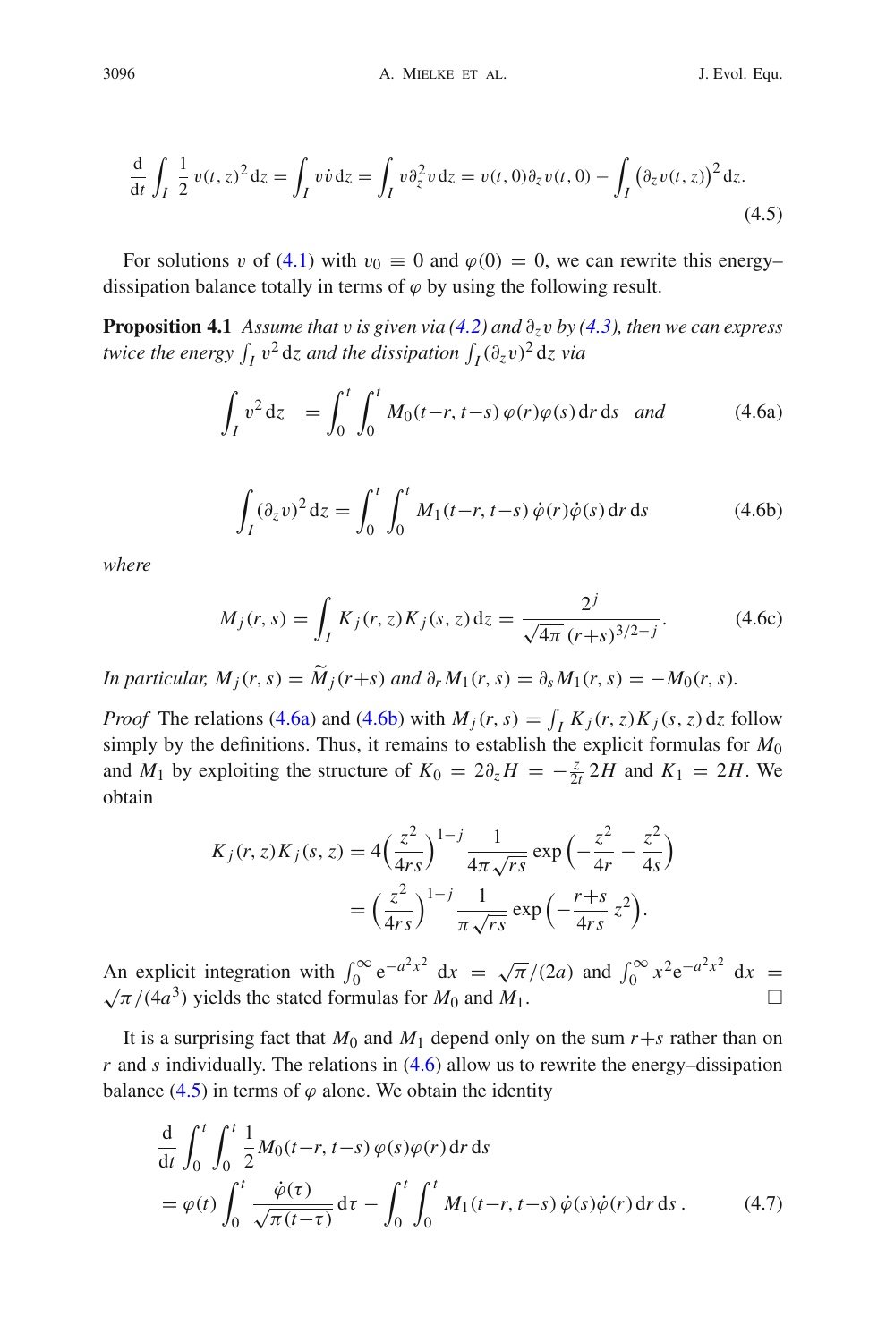$$\frac{\mathrm{d}}{\mathrm{d}t}\int_I \frac{1}{2}\,v(t,z)^2\,\mathrm{d}z = \int_I v\dot{v}\,\mathrm{d}z = \int_I v\partial_z^2 v\,\mathrm{d}z = v(t,0)\partial_z v(t,0) - \int_I \big(\partial_z v(t,z)\big)^2\,\mathrm{d}z. \tag{4.5}$$

For solutions $v$ of (4.1) with $v_0 \equiv 0$ and $\varphi(0) = 0$, we can rewrite this energy–dissipation balance totally in terms of $\varphi$ by using the following result.

**Proposition 4.1** *Assume that $v$ is given via (4.2) and $\partial_z v$ by (4.3), then we can express twice the energy $\int_I v^2\,\mathrm{d}z$ and the dissipation $\int_I (\partial_z v)^2\,\mathrm{d}z$ via*

$$\int_I v^2\,\mathrm{d}z \;= \int_0^t\int_0^t M_0(t-r,t-s)\,\varphi(r)\varphi(s)\,\mathrm{d}r\,\mathrm{d}s \quad \textit{and} \tag{4.6a}$$

$$\int_I (\partial_z v)^2\,\mathrm{d}z = \int_0^t\int_0^t M_1(t-r,t-s)\,\dot{\varphi}(r)\dot{\varphi}(s)\,\mathrm{d}r\,\mathrm{d}s \tag{4.6b}$$

*where*

$$M_j(r,s) = \int_I K_j(r,z)K_j(s,z)\,\mathrm{d}z = \frac{2^j}{\sqrt{4\pi}\,(r+s)^{3/2-j}}. \tag{4.6c}$$

*In particular, $M_j(r,s) = \widetilde{M}_j(r+s)$ and $\partial_r M_1(r,s) = \partial_s M_1(r,s) = -M_0(r,s)$.*

*Proof* The relations (4.6a) and (4.6b) with $M_j(r,s) = \int_I K_j(r,z)K_j(s,z)\,\mathrm{d}z$ follow simply by the definitions. Thus, it remains to establish the explicit formulas for $M_0$ and $M_1$ by exploiting the structure of $K_0 = 2\partial_z H = -\frac{z}{2t}\,2H$ and $K_1 = 2H$. We obtain

$$\begin{aligned}
K_j(r,z)K_j(s,z) &= 4\Big(\frac{z^2}{4rs}\Big)^{1-j}\frac{1}{4\pi\sqrt{rs}}\exp\Big(-\frac{z^2}{4r}-\frac{z^2}{4s}\Big)\\
&= \Big(\frac{z^2}{4rs}\Big)^{1-j}\frac{1}{\pi\sqrt{rs}}\exp\Big(-\frac{r+s}{4rs}\,z^2\Big).
\end{aligned}$$

An explicit integration with $\int_0^\infty \mathrm{e}^{-a^2x^2}\,\mathrm{d}x = \sqrt{\pi}/(2a)$ and $\int_0^\infty x^2\mathrm{e}^{-a^2x^2}\,\mathrm{d}x = \sqrt{\pi}/(4a^3)$ yields the stated formulas for $M_0$ and $M_1$. □

It is a surprising fact that $M_0$ and $M_1$ depend only on the sum $r+s$ rather than on $r$ and $s$ individually. The relations in (4.6) allow us to rewrite the energy–dissipation balance (4.5) in terms of $\varphi$ alone. We obtain the identity

$$\begin{aligned}
&\frac{\mathrm{d}}{\mathrm{d}t}\int_0^t\int_0^t \frac{1}{2}M_0(t-r,t-s)\,\varphi(s)\varphi(r)\,\mathrm{d}r\,\mathrm{d}s\\
&= \varphi(t)\int_0^t \frac{\dot{\varphi}(\tau)}{\sqrt{\pi(t-\tau)}}\,\mathrm{d}\tau - \int_0^t\int_0^t M_1(t-r,t-s)\,\dot{\varphi}(s)\dot{\varphi}(r)\,\mathrm{d}r\,\mathrm{d}s\,.
\end{aligned} \tag{4.7}$$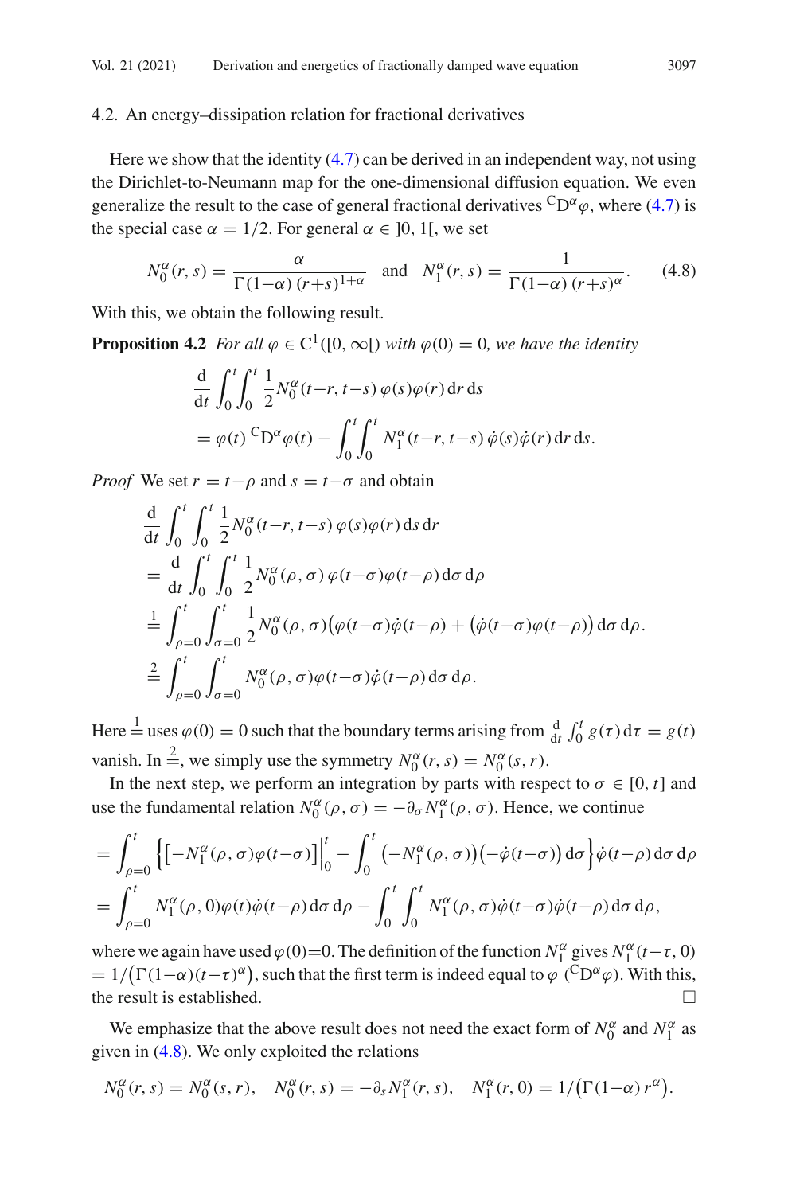### 4.2. An energy–dissipation relation for fractional derivatives

Here we show that the identity (4.7) can be derived in an independent way, not using the Dirichlet-to-Neumann map for the one-dimensional diffusion equation. We even generalize the result to the case of general fractional derivatives ${}^{\mathrm{C}}\mathrm{D}^{\alpha}\varphi$, where (4.7) is the special case $\alpha = 1/2$. For general $\alpha \in \,]0,1[$, we set

$$N_0^\alpha(r,s) = \frac{\alpha}{\Gamma(1-\alpha)\,(r+s)^{1+\alpha}} \quad \text{and} \quad N_1^\alpha(r,s) = \frac{1}{\Gamma(1-\alpha)\,(r+s)^{\alpha}}. \tag{4.8}$$

With this, we obtain the following result.

**Proposition 4.2** *For all $\varphi \in \mathrm{C}^1([0,\infty[)$ with $\varphi(0) = 0$, we have the identity*

$$\begin{aligned}
&\frac{\mathrm{d}}{\mathrm{d}t} \int_0^t\!\!\int_0^t \frac{1}{2} N_0^\alpha(t-r,t-s)\,\varphi(s)\varphi(r)\,\mathrm{d}r\,\mathrm{d}s \\
&= \varphi(t)\,{}^{\mathrm{C}}\mathrm{D}^{\alpha}\varphi(t) - \int_0^t\!\!\int_0^t N_1^\alpha(t-r,t-s)\,\dot\varphi(s)\dot\varphi(r)\,\mathrm{d}r\,\mathrm{d}s.
\end{aligned}$$

*Proof* We set $r = t-\rho$ and $s = t-\sigma$ and obtain

$$\begin{aligned}
&\frac{\mathrm{d}}{\mathrm{d}t} \int_0^t \int_0^t \frac{1}{2} N_0^\alpha(t-r,t-s)\,\varphi(s)\varphi(r)\,\mathrm{d}s\,\mathrm{d}r \\
&= \frac{\mathrm{d}}{\mathrm{d}t} \int_0^t \int_0^t \frac{1}{2} N_0^\alpha(\rho,\sigma)\,\varphi(t-\sigma)\varphi(t-\rho)\,\mathrm{d}\sigma\,\mathrm{d}\rho \\
&\overset{1}{=} \int_{\rho=0}^t \int_{\sigma=0}^t \frac{1}{2} N_0^\alpha(\rho,\sigma)\big(\varphi(t-\sigma)\dot\varphi(t-\rho) + \big(\dot\varphi(t-\sigma)\varphi(t-\rho)\big)\,\mathrm{d}\sigma\,\mathrm{d}\rho. \\
&\overset{2}{=} \int_{\rho=0}^t \int_{\sigma=0}^t N_0^\alpha(\rho,\sigma)\varphi(t-\sigma)\dot\varphi(t-\rho)\,\mathrm{d}\sigma\,\mathrm{d}\rho.
\end{aligned}$$

Here $\overset{1}{=}$ uses $\varphi(0) = 0$ such that the boundary terms arising from $\frac{\mathrm{d}}{\mathrm{d}t}\int_0^t g(\tau)\,\mathrm{d}\tau = g(t)$ vanish. In $\overset{2}{=}$, we simply use the symmetry $N_0^\alpha(r,s) = N_0^\alpha(s,r)$.

In the next step, we perform an integration by parts with respect to $\sigma \in [0,t]$ and use the fundamental relation $N_0^\alpha(\rho,\sigma) = -\partial_\sigma N_1^\alpha(\rho,\sigma)$. Hence, we continue

$$\begin{aligned}
&= \int_{\rho=0}^t \Big\{ \big[-N_1^\alpha(\rho,\sigma)\varphi(t-\sigma)\big]\Big|_0^t - \int_0^t \big(-N_1^\alpha(\rho,\sigma)\big)\big(-\dot\varphi(t-\sigma)\big)\,\mathrm{d}\sigma \Big\}\dot\varphi(t-\rho)\,\mathrm{d}\sigma\,\mathrm{d}\rho \\
&= \int_{\rho=0}^t N_1^\alpha(\rho,0)\varphi(t)\dot\varphi(t-\rho)\,\mathrm{d}\sigma\,\mathrm{d}\rho - \int_0^t \int_0^t N_1^\alpha(\rho,\sigma)\dot\varphi(t-\sigma)\dot\varphi(t-\rho)\,\mathrm{d}\sigma\,\mathrm{d}\rho,
\end{aligned}$$

where we again have used $\varphi(0)=0$. The definition of the function $N_1^\alpha$ gives $N_1^\alpha(t-\tau,0) = 1/\big(\Gamma(1-\alpha)(t-\tau)^\alpha\big)$, such that the first term is indeed equal to $\varphi\,({}^{\mathrm{C}}\mathrm{D}^{\alpha}\varphi)$. With this, the result is established. $\square$

We emphasize that the above result does not need the exact form of $N_0^\alpha$ and $N_1^\alpha$ as given in (4.8). We only exploited the relations

$$N_0^\alpha(r,s) = N_0^\alpha(s,r), \quad N_0^\alpha(r,s) = -\partial_s N_1^\alpha(r,s), \quad N_1^\alpha(r,0) = 1/\big(\Gamma(1-\alpha)\,r^\alpha\big).$$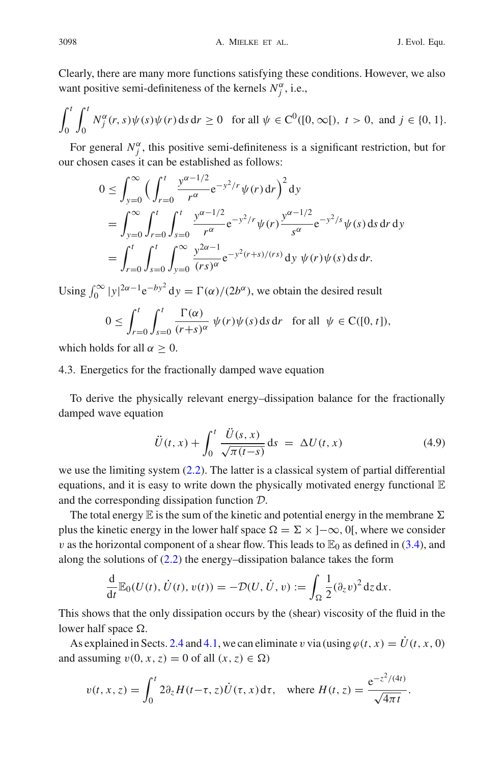Clearly, there are many more functions satisfying these conditions. However, we also want positive semi-definiteness of the kernels $N_j^\alpha$, i.e.,

$$\int_0^t \int_0^t N_j^\alpha(r,s)\psi(s)\psi(r)\,\mathrm{d}s\,\mathrm{d}r \geq 0 \quad \text{for all } \psi \in \mathrm{C}^0([0,\infty[),\ t>0, \text{ and } j \in \{0,1\}.$$

For general $N_j^\alpha$, this positive semi-definiteness is a significant restriction, but for our chosen cases it can be established as follows:

$$\begin{aligned}
0 &\leq \int_{y=0}^\infty \Big( \int_{r=0}^t \frac{y^{\alpha-1/2}}{r^\alpha} \mathrm{e}^{-y^2/r} \psi(r)\,\mathrm{d}r \Big)^2 \mathrm{d}y \\
&= \int_{y=0}^\infty \int_{r=0}^t \int_{s=0}^t \frac{y^{\alpha-1/2}}{r^\alpha} \mathrm{e}^{-y^2/r} \psi(r) \frac{y^{\alpha-1/2}}{s^\alpha} \mathrm{e}^{-y^2/s} \psi(s)\,\mathrm{d}s\,\mathrm{d}r\,\mathrm{d}y \\
&= \int_{r=0}^t \int_{s=0}^t \int_{y=0}^\infty \frac{y^{2\alpha-1}}{(rs)^\alpha} \mathrm{e}^{-y^2(r+s)/(rs)}\,\mathrm{d}y\ \psi(r)\psi(s)\,\mathrm{d}s\,\mathrm{d}r.
\end{aligned}$$

Using $\int_0^\infty |y|^{2\alpha-1} \mathrm{e}^{-by^2}\,\mathrm{d}y = \Gamma(\alpha)/(2b^\alpha)$, we obtain the desired result

$$0 \leq \int_{r=0}^t \int_{s=0}^t \frac{\Gamma(\alpha)}{(r+s)^\alpha}\ \psi(r)\psi(s)\,\mathrm{d}s\,\mathrm{d}r \quad \text{for all } \psi \in \mathrm{C}([0,t]),$$

which holds for all $\alpha \geq 0$.

## 4.3. Energetics for the fractionally damped wave equation

To derive the physically relevant energy–dissipation balance for the fractionally damped wave equation

$$\ddot{U}(t,x) + \int_0^t \frac{\ddot{U}(s,x)}{\sqrt{\pi(t-s)}}\,\mathrm{d}s \ = \ \Delta U(t,x) \tag{4.9}$$

we use the limiting system (2.2). The latter is a classical system of partial differential equations, and it is easy to write down the physically motivated energy functional $\mathbb{E}$ and the corresponding dissipation function $\mathcal{D}$.

The total energy $\mathbb{E}$ is the sum of the kinetic and potential energy in the membrane $\Sigma$ plus the kinetic energy in the lower half space $\Omega = \Sigma \times \,]-\infty, 0[$, where we consider $v$ as the horizontal component of a shear flow. This leads to $\mathbb{E}_0$ as defined in (3.4), and along the solutions of (2.2) the energy–dissipation balance takes the form

$$\frac{\mathrm{d}}{\mathrm{d}t}\mathbb{E}_0(U(t), \dot{U}(t), v(t)) = -\mathcal{D}(U, \dot{U}, v) := \int_\Omega \frac{1}{2}(\partial_z v)^2\,\mathrm{d}z\,\mathrm{d}x.$$

This shows that the only dissipation occurs by the (shear) viscosity of the fluid in the lower half space $\Omega$.

As explained in Sects. 2.4 and 4.1, we can eliminate $v$ via (using $\varphi(t,x) = \dot{U}(t,x,0)$ and assuming $v(0,x,z) = 0$ of all $(x,z) \in \Omega$)

$$v(t,x,z) = \int_0^t 2\partial_z H(t-\tau, z)\dot{U}(\tau, x)\,\mathrm{d}\tau, \quad \text{where } H(t,z) = \frac{\mathrm{e}^{-z^2/(4t)}}{\sqrt{4\pi t}}.$$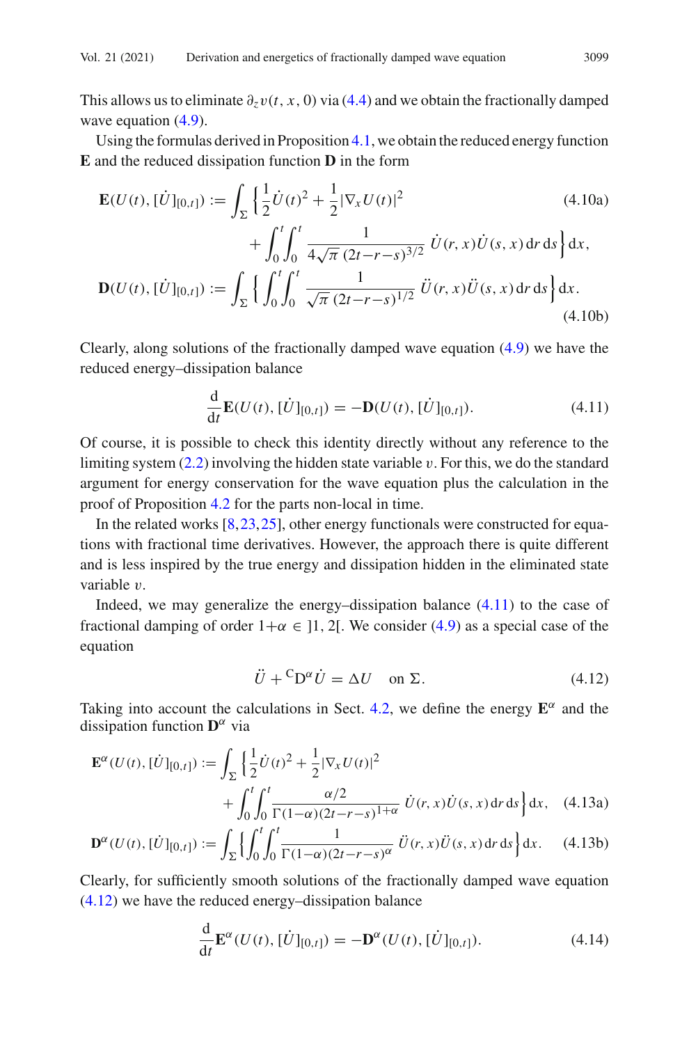This allows us to eliminate $\partial_z v(t,x,0)$ via (4.4) and we obtain the fractionally damped wave equation (4.9).

Using the formulas derived in Proposition 4.1, we obtain the reduced energy function $\mathbf{E}$ and the reduced dissipation function $\mathbf{D}$ in the form

$$
\begin{aligned}
\mathbf{E}(U(t),[\dot U]_{[0,t]}) := \int_\Sigma \Big\{ \frac{1}{2}\dot U(t)^2 + \frac{1}{2}|\nabla_x U(t)|^2 \qquad\qquad\qquad\qquad (4.10a)\\
+ \int_0^t\!\!\int_0^t \frac{1}{4\sqrt{\pi}\,(2t{-}r{-}s)^{3/2}}\, \dot U(r,x)\dot U(s,x)\,\mathrm{d}r\,\mathrm{d}s \Big\}\,\mathrm{d}x,
\end{aligned}
$$

$$
\mathbf{D}(U(t),[\dot U]_{[0,t]}) := \int_\Sigma \Big\{ \int_0^t\!\!\int_0^t \frac{1}{\sqrt{\pi}\,(2t{-}r{-}s)^{1/2}}\, \ddot U(r,x)\ddot U(s,x)\,\mathrm{d}r\,\mathrm{d}s \Big\}\,\mathrm{d}x. \tag{4.10b}
$$

Clearly, along solutions of the fractionally damped wave equation (4.9) we have the reduced energy–dissipation balance

$$
\frac{\mathrm{d}}{\mathrm{d}t}\mathbf{E}(U(t),[\dot U]_{[0,t]}) = -\mathbf{D}(U(t),[\dot U]_{[0,t]}). \tag{4.11}
$$

Of course, it is possible to check this identity directly without any reference to the limiting system (2.2) involving the hidden state variable $v$. For this, we do the standard argument for energy conservation for the wave equation plus the calculation in the proof of Proposition 4.2 for the parts non-local in time.

In the related works [8,23,25], other energy functionals were constructed for equations with fractional time derivatives. However, the approach there is quite different and is less inspired by the true energy and dissipation hidden in the eliminated state variable $v$.

Indeed, we may generalize the energy–dissipation balance (4.11) to the case of fractional damping of order $1{+}\alpha \in\, ]1,2[$. We consider (4.9) as a special case of the equation

$$
\ddot U + {}^{\mathrm{C}}\mathrm{D}^\alpha \dot U = \Delta U \quad \text{on } \Sigma. \tag{4.12}
$$

Taking into account the calculations in Sect. 4.2, we define the energy $\mathbf{E}^\alpha$ and the dissipation function $\mathbf{D}^\alpha$ via

$$
\begin{aligned}
\mathbf{E}^\alpha(U(t),[\dot U]_{[0,t]}) := \int_\Sigma \Big\{ \frac{1}{2}\dot U(t)^2 + \frac{1}{2}|\nabla_x U(t)|^2 \\
+ \int_0^t\!\!\int_0^t \frac{\alpha/2}{\Gamma(1{-}\alpha)(2t{-}r{-}s)^{1+\alpha}}\, \dot U(r,x)\dot U(s,x)\,\mathrm{d}r\,\mathrm{d}s \Big\}\,\mathrm{d}x,
\end{aligned} \tag{4.13a}
$$

$$
\mathbf{D}^\alpha(U(t),[\dot U]_{[0,t]}) := \int_\Sigma \Big\{ \int_0^t\!\!\int_0^t \frac{1}{\Gamma(1{-}\alpha)(2t{-}r{-}s)^{\alpha}}\, \ddot U(r,x)\ddot U(s,x)\,\mathrm{d}r\,\mathrm{d}s \Big\}\,\mathrm{d}x. \tag{4.13b}
$$

Clearly, for sufficiently smooth solutions of the fractionally damped wave equation (4.12) we have the reduced energy–dissipation balance

$$
\frac{\mathrm{d}}{\mathrm{d}t}\mathbf{E}^\alpha(U(t),[\dot U]_{[0,t]}) = -\mathbf{D}^\alpha(U(t),[\dot U]_{[0,t]}). \tag{4.14}
$$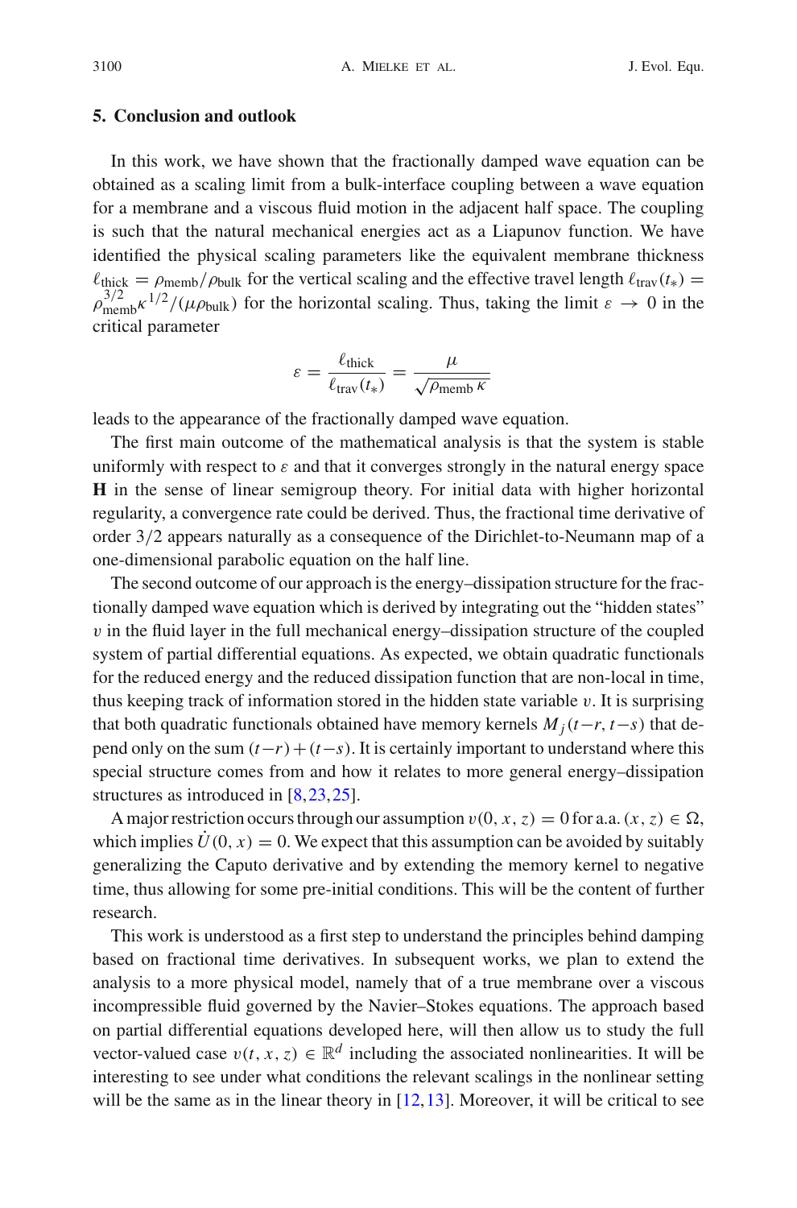## 5. Conclusion and outlook

In this work, we have shown that the fractionally damped wave equation can be obtained as a scaling limit from a bulk-interface coupling between a wave equation for a membrane and a viscous fluid motion in the adjacent half space. The coupling is such that the natural mechanical energies act as a Liapunov function. We have identified the physical scaling parameters like the equivalent membrane thickness $\ell_{\text{thick}} = \rho_{\text{memb}}/\rho_{\text{bulk}}$ for the vertical scaling and the effective travel length $\ell_{\text{trav}}(t_*) = \rho_{\text{memb}}^{3/2}\kappa^{1/2}/(\mu\rho_{\text{bulk}})$ for the horizontal scaling. Thus, taking the limit $\varepsilon \to 0$ in the critical parameter

$$\varepsilon = \frac{\ell_{\text{thick}}}{\ell_{\text{trav}}(t_*)} = \frac{\mu}{\sqrt{\rho_{\text{memb}}\,\kappa}}$$

leads to the appearance of the fractionally damped wave equation.

The first main outcome of the mathematical analysis is that the system is stable uniformly with respect to $\varepsilon$ and that it converges strongly in the natural energy space $\mathbf{H}$ in the sense of linear semigroup theory. For initial data with higher horizontal regularity, a convergence rate could be derived. Thus, the fractional time derivative of order $3/2$ appears naturally as a consequence of the Dirichlet-to-Neumann map of a one-dimensional parabolic equation on the half line.

The second outcome of our approach is the energy–dissipation structure for the fractionally damped wave equation which is derived by integrating out the "hidden states" $v$ in the fluid layer in the full mechanical energy–dissipation structure of the coupled system of partial differential equations. As expected, we obtain quadratic functionals for the reduced energy and the reduced dissipation function that are non-local in time, thus keeping track of information stored in the hidden state variable $v$. It is surprising that both quadratic functionals obtained have memory kernels $M_j(t-r, t-s)$ that depend only on the sum $(t-r)+(t-s)$. It is certainly important to understand where this special structure comes from and how it relates to more general energy–dissipation structures as introduced in [8,23,25].

A major restriction occurs through our assumption $v(0, x, z) = 0$ for a.a. $(x, z) \in \Omega$, which implies $\dot{U}(0, x) = 0$. We expect that this assumption can be avoided by suitably generalizing the Caputo derivative and by extending the memory kernel to negative time, thus allowing for some pre-initial conditions. This will be the content of further research.

This work is understood as a first step to understand the principles behind damping based on fractional time derivatives. In subsequent works, we plan to extend the analysis to a more physical model, namely that of a true membrane over a viscous incompressible fluid governed by the Navier–Stokes equations. The approach based on partial differential equations developed here, will then allow us to study the full vector-valued case $v(t, x, z) \in \mathbb{R}^d$ including the associated nonlinearities. It will be interesting to see under what conditions the relevant scalings in the nonlinear setting will be the same as in the linear theory in [12,13]. Moreover, it will be critical to see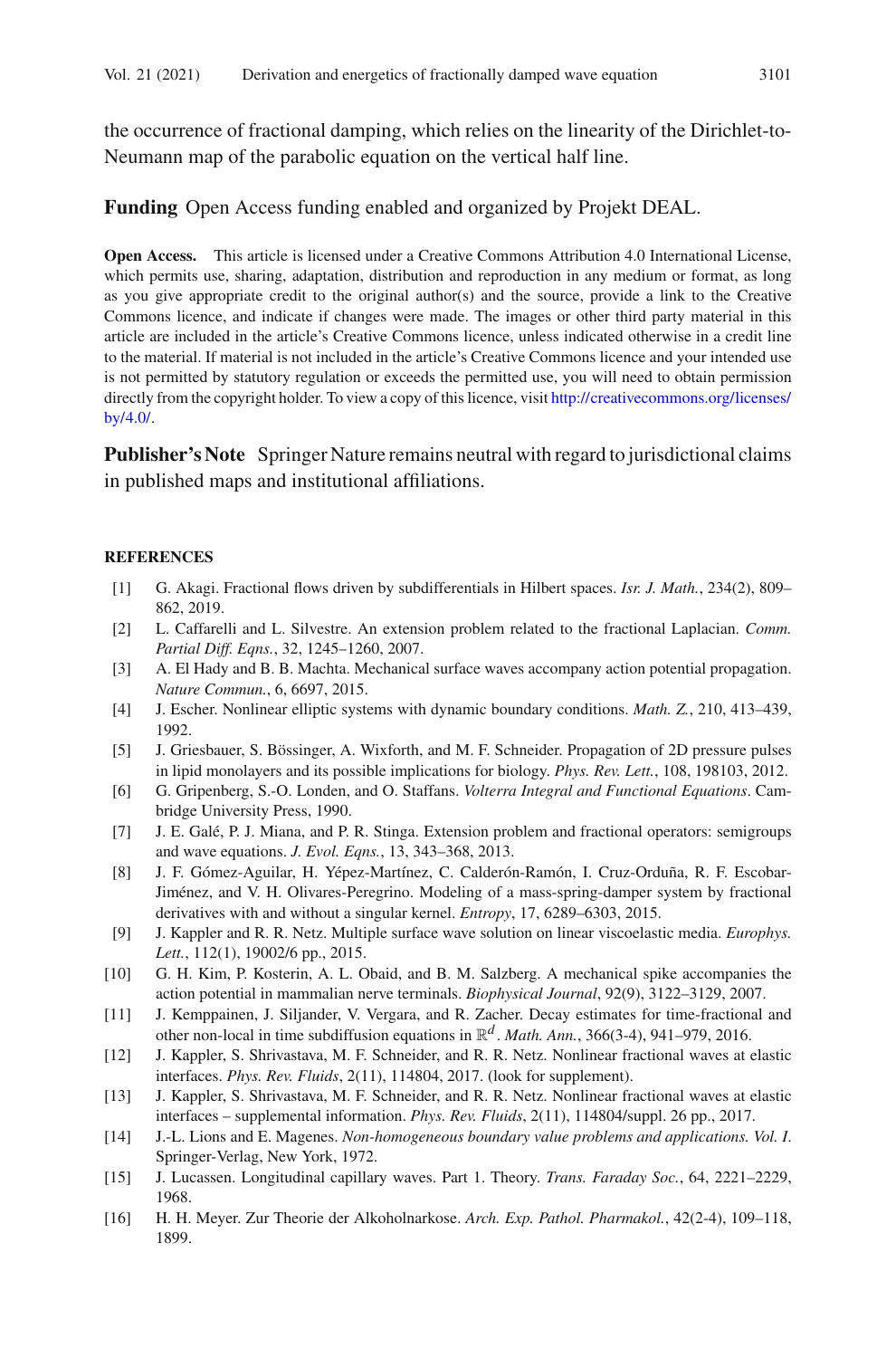the occurrence of fractional damping, which relies on the linearity of the Dirichlet-to-Neumann map of the parabolic equation on the vertical half line.

**Funding** Open Access funding enabled and organized by Projekt DEAL.

**Open Access.** This article is licensed under a Creative Commons Attribution 4.0 International License, which permits use, sharing, adaptation, distribution and reproduction in any medium or format, as long as you give appropriate credit to the original author(s) and the source, provide a link to the Creative Commons licence, and indicate if changes were made. The images or other third party material in this article are included in the article's Creative Commons licence, unless indicated otherwise in a credit line to the material. If material is not included in the article's Creative Commons licence and your intended use is not permitted by statutory regulation or exceeds the permitted use, you will need to obtain permission directly from the copyright holder. To view a copy of this licence, visit http://creativecommons.org/licenses/by/4.0/.

**Publisher's Note** Springer Nature remains neutral with regard to jurisdictional claims in published maps and institutional affiliations.

## REFERENCES

[1] G. Akagi. Fractional flows driven by subdifferentials in Hilbert spaces. *Isr. J. Math.*, 234(2), 809–862, 2019.

[2] L. Caffarelli and L. Silvestre. An extension problem related to the fractional Laplacian. *Comm. Partial Diff. Eqns.*, 32, 1245–1260, 2007.

[3] A. El Hady and B. B. Machta. Mechanical surface waves accompany action potential propagation. *Nature Commun.*, 6, 6697, 2015.

[4] J. Escher. Nonlinear elliptic systems with dynamic boundary conditions. *Math. Z.*, 210, 413–439, 1992.

[5] J. Griesbauer, S. Bössinger, A. Wixforth, and M. F. Schneider. Propagation of 2D pressure pulses in lipid monolayers and its possible implications for biology. *Phys. Rev. Lett.*, 108, 198103, 2012.

[6] G. Gripenberg, S.-O. Londen, and O. Staffans. *Volterra Integral and Functional Equations*. Cambridge University Press, 1990.

[7] J. E. Galé, P. J. Miana, and P. R. Stinga. Extension problem and fractional operators: semigroups and wave equations. *J. Evol. Eqns.*, 13, 343–368, 2013.

[8] J. F. Gómez-Aguilar, H. Yépez-Martínez, C. Calderón-Ramón, I. Cruz-Orduña, R. F. Escobar-Jiménez, and V. H. Olivares-Peregrino. Modeling of a mass-spring-damper system by fractional derivatives with and without a singular kernel. *Entropy*, 17, 6289–6303, 2015.

[9] J. Kappler and R. R. Netz. Multiple surface wave solution on linear viscoelastic media. *Europhys. Lett.*, 112(1), 19002/6 pp., 2015.

[10] G. H. Kim, P. Kosterin, A. L. Obaid, and B. M. Salzberg. A mechanical spike accompanies the action potential in mammalian nerve terminals. *Biophysical Journal*, 92(9), 3122–3129, 2007.

[11] J. Kemppainen, J. Siljander, V. Vergara, and R. Zacher. Decay estimates for time-fractional and other non-local in time subdiffusion equations in $\mathbb{R}^d$. *Math. Ann.*, 366(3-4), 941–979, 2016.

[12] J. Kappler, S. Shrivastava, M. F. Schneider, and R. R. Netz. Nonlinear fractional waves at elastic interfaces. *Phys. Rev. Fluids*, 2(11), 114804, 2017. (look for supplement).

[13] J. Kappler, S. Shrivastava, M. F. Schneider, and R. R. Netz. Nonlinear fractional waves at elastic interfaces – supplemental information. *Phys. Rev. Fluids*, 2(11), 114804/suppl. 26 pp., 2017.

[14] J.-L. Lions and E. Magenes. *Non-homogeneous boundary value problems and applications. Vol. I*. Springer-Verlag, New York, 1972.

[15] J. Lucassen. Longitudinal capillary waves. Part 1. Theory. *Trans. Faraday Soc.*, 64, 2221–2229, 1968.

[16] H. H. Meyer. Zur Theorie der Alkoholnarkose. *Arch. Exp. Pathol. Pharmakol.*, 42(2-4), 109–118, 1899.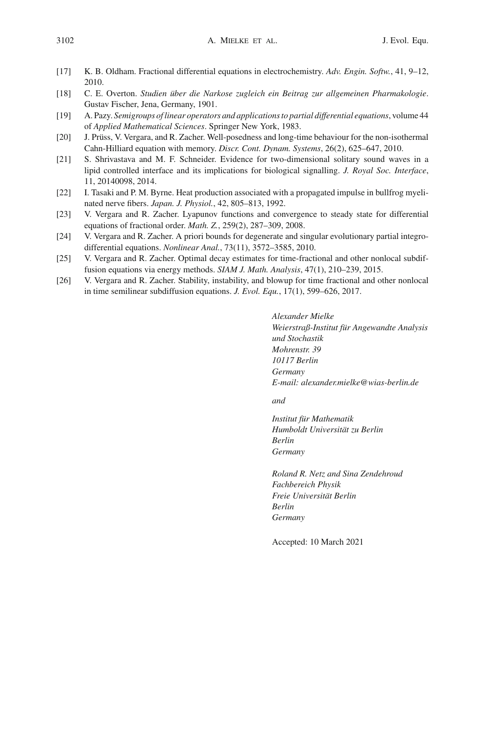[17] K. B. Oldham. Fractional differential equations in electrochemistry. *Adv. Engin. Softw.*, 41, 9–12, 2010.

[18] C. E. Overton. *Studien über die Narkose zugleich ein Beitrag zur allgemeinen Pharmakologie*. Gustav Fischer, Jena, Germany, 1901.

[19] A. Pazy. *Semigroups of linear operators and applications to partial differential equations*, volume 44 of *Applied Mathematical Sciences*. Springer New York, 1983.

[20] J. Prüss, V. Vergara, and R. Zacher. Well-posedness and long-time behaviour for the non-isothermal Cahn-Hilliard equation with memory. *Discr. Cont. Dynam. Systems*, 26(2), 625–647, 2010.

[21] S. Shrivastava and M. F. Schneider. Evidence for two-dimensional solitary sound waves in a lipid controlled interface and its implications for biological signalling. *J. Royal Soc. Interface*, 11, 20140098, 2014.

[22] I. Tasaki and P. M. Byrne. Heat production associated with a propagated impulse in bullfrog myelinated nerve fibers. *Japan. J. Physiol.*, 42, 805–813, 1992.

[23] V. Vergara and R. Zacher. Lyapunov functions and convergence to steady state for differential equations of fractional order. *Math. Z.*, 259(2), 287–309, 2008.

[24] V. Vergara and R. Zacher. A priori bounds for degenerate and singular evolutionary partial integro-differential equations. *Nonlinear Anal.*, 73(11), 3572–3585, 2010.

[25] V. Vergara and R. Zacher. Optimal decay estimates for time-fractional and other nonlocal subdiffusion equations via energy methods. *SIAM J. Math. Analysis*, 47(1), 210–239, 2015.

[26] V. Vergara and R. Zacher. Stability, instability, and blowup for time fractional and other nonlocal in time semilinear subdiffusion equations. *J. Evol. Equ.*, 17(1), 599–626, 2017.

*Alexander Mielke*
*Weierstraß-Institut für Angewandte Analysis und Stochastik*
*Mohrenstr. 39*
*10117 Berlin*
*Germany*
*E-mail: alexander.mielke@wias-berlin.de*

*and*

*Institut für Mathematik*
*Humboldt Universität zu Berlin*
*Berlin*
*Germany*

*Roland R. Netz and Sina Zendehroud*
*Fachbereich Physik*
*Freie Universität Berlin*
*Berlin*
*Germany*

Accepted: 10 March 2021